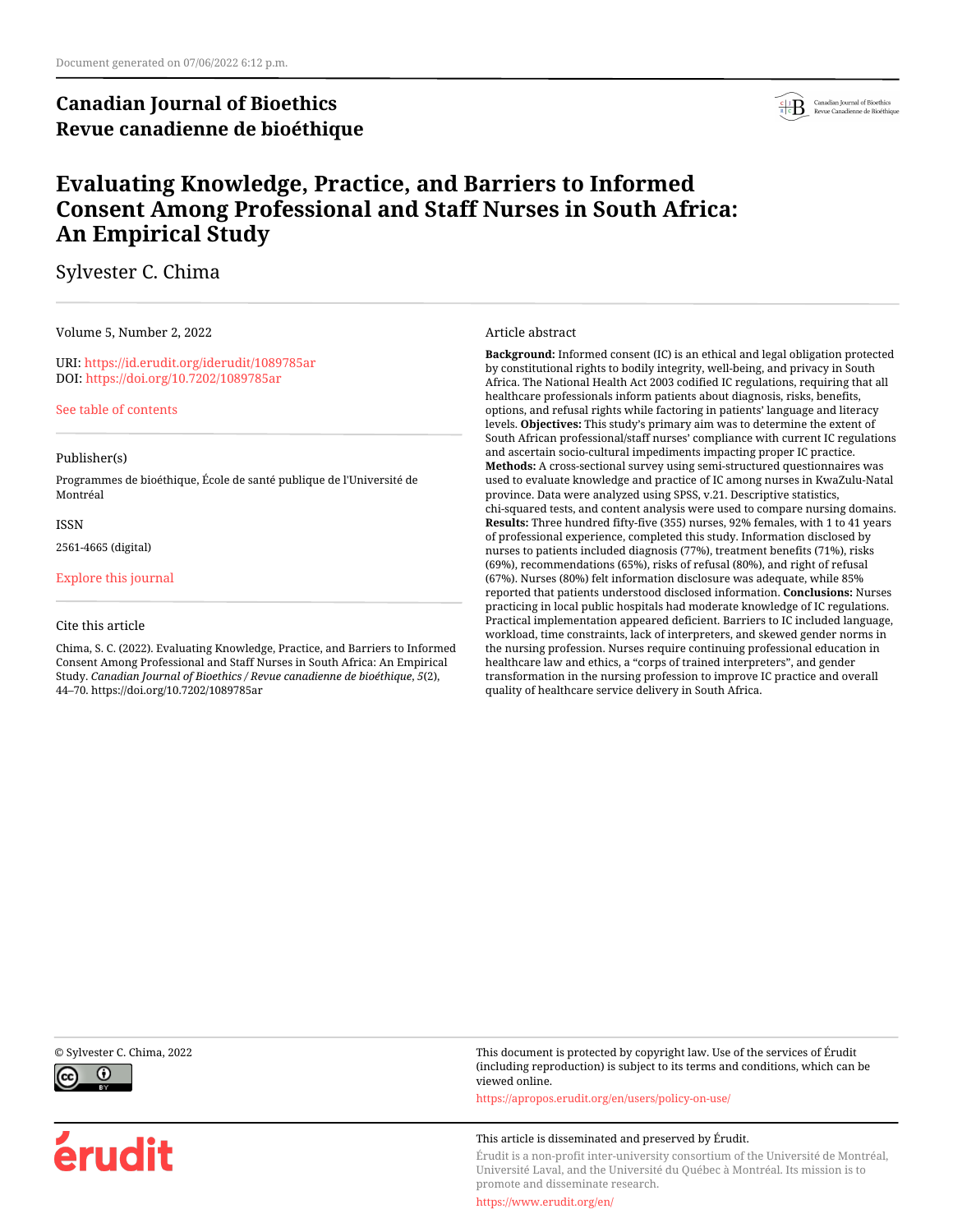Document generated on 07/06/2022 6:12 p.m.

**Canadian Journal of Bioethics**
**Revue canadienne de bioéthique**

# Evaluating Knowledge, Practice, and Barriers to Informed Consent Among Professional and Staff Nurses in South Africa: An Empirical Study

Sylvester C. Chima

Volume 5, Number 2, 2022

URI: https://id.erudit.org/iderudit/1089785ar
DOI: https://doi.org/10.7202/1089785ar

See table of contents

Publisher(s)

Programmes de bioéthique, École de santé publique de l'Université de Montréal

ISSN

2561-4665 (digital)

Explore this journal

Cite this article

Chima, S. C. (2022). Evaluating Knowledge, Practice, and Barriers to Informed Consent Among Professional and Staff Nurses in South Africa: An Empirical Study. *Canadian Journal of Bioethics / Revue canadienne de bioéthique*, *5*(2), 44–70. https://doi.org/10.7202/1089785ar

Article abstract

**Background:** Informed consent (IC) is an ethical and legal obligation protected by constitutional rights to bodily integrity, well-being, and privacy in South Africa. The National Health Act 2003 codified IC regulations, requiring that all healthcare professionals inform patients about diagnosis, risks, benefits, options, and refusal rights while factoring in patients' language and literacy levels. **Objectives:** This study's primary aim was to determine the extent of South African professional/staff nurses' compliance with current IC regulations and ascertain socio-cultural impediments impacting proper IC practice. **Methods:** A cross-sectional survey using semi-structured questionnaires was used to evaluate knowledge and practice of IC among nurses in KwaZulu-Natal province. Data were analyzed using SPSS, v.21. Descriptive statistics, chi-squared tests, and content analysis were used to compare nursing domains. **Results:** Three hundred fifty-five (355) nurses, 92% females, with 1 to 41 years of professional experience, completed this study. Information disclosed by nurses to patients included diagnosis (77%), treatment benefits (71%), risks (69%), recommendations (65%), risks of refusal (80%), and right of refusal (67%). Nurses (80%) felt information disclosure was adequate, while 85% reported that patients understood disclosed information. **Conclusions:** Nurses practicing in local public hospitals had moderate knowledge of IC regulations. Practical implementation appeared deficient. Barriers to IC included language, workload, time constraints, lack of interpreters, and skewed gender norms in the nursing profession. Nurses require continuing professional education in healthcare law and ethics, a "corps of trained interpreters", and gender transformation in the nursing profession to improve IC practice and overall quality of healthcare service delivery in South Africa.

© Sylvester C. Chima, 2022

This document is protected by copyright law. Use of the services of Érudit (including reproduction) is subject to its terms and conditions, which can be viewed online.

https://apropos.erudit.org/en/users/policy-on-use/

This article is disseminated and preserved by Érudit.

Érudit is a non-profit inter-university consortium of the Université de Montréal, Université Laval, and the Université du Québec à Montréal. Its mission is to promote and disseminate research.

https://www.erudit.org/en/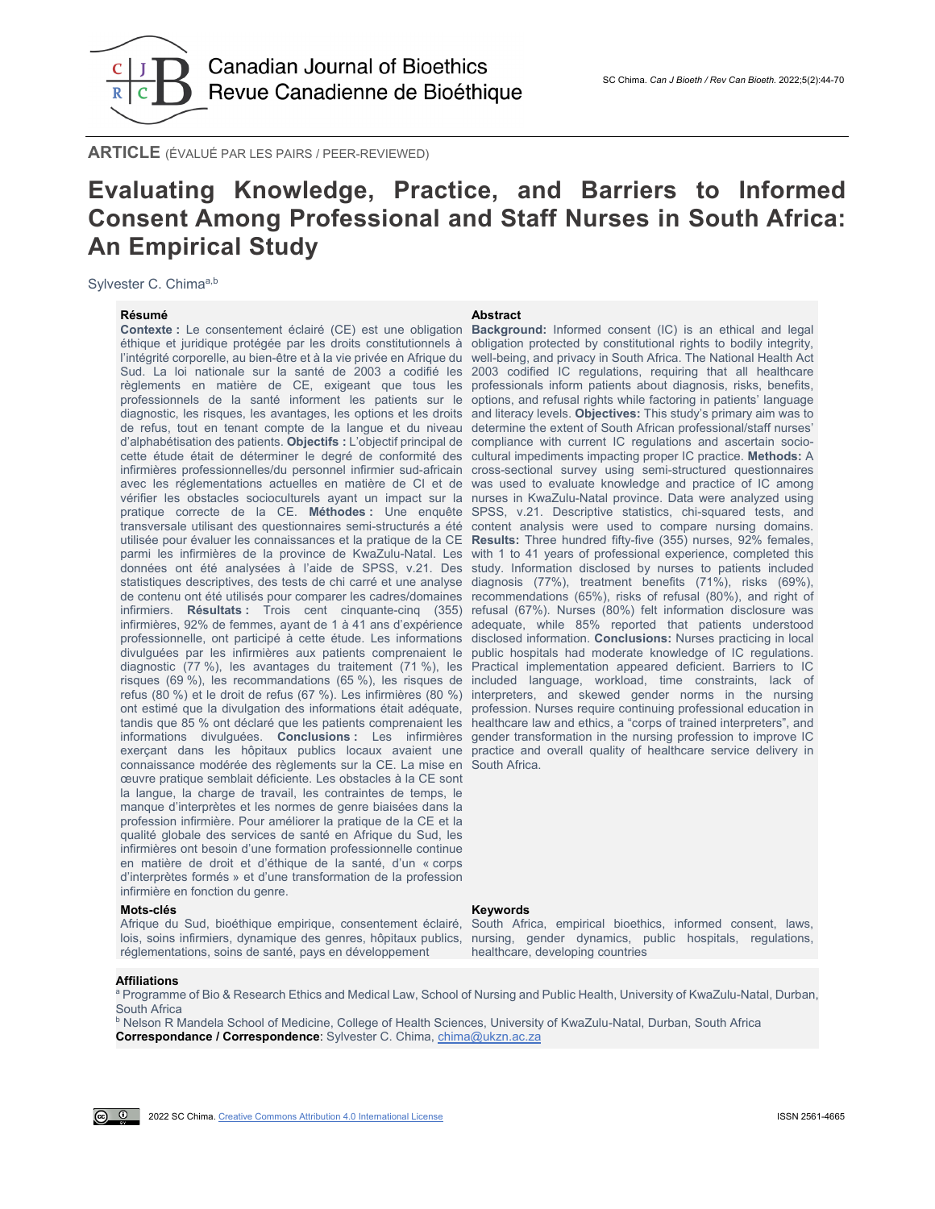**ARTICLE** (ÉVALUÉ PAR LES PAIRS / PEER-REVIEWED)

# Evaluating Knowledge, Practice, and Barriers to Informed Consent Among Professional and Staff Nurses in South Africa: An Empirical Study

Sylvester C. Chima[a,b]

## Résumé

**Contexte :** Le consentement éclairé (CE) est une obligation éthique et juridique protégée par les droits constitutionnels à l'intégrité corporelle, au bien-être et à la vie privée en Afrique du Sud. La loi nationale sur la santé de 2003 a codifié les règlements en matière de CE, exigeant que tous les professionnels de la santé informent les patients sur le diagnostic, les risques, les avantages, les options et les droits de refus, tout en tenant compte de la langue et du niveau d'alphabétisation des patients. **Objectifs :** L'objectif principal de cette étude était de déterminer le degré de conformité des infirmières professionnelles/du personnel infirmier sud-africain avec les réglementations actuelles en matière de CI et de vérifier les obstacles socioculturels ayant un impact sur la pratique correcte de la CE. **Méthodes :** Une enquête transversale utilisant des questionnaires semi-structurés a été utilisée pour évaluer les connaissances et la pratique de la CE parmi les infirmières de la province de KwaZulu-Natal. Les données ont été analysées à l'aide de SPSS, v.21. Des statistiques descriptives, des tests de chi carré et une analyse de contenu ont été utilisés pour comparer les cadres/domaines infirmiers. **Résultats :** Trois cent cinquante-cinq (355) infirmières, 92% de femmes, ayant de 1 à 41 ans d'expérience professionnelle, ont participé à cette étude. Les informations divulguées par les infirmières aux patients comprenaient le diagnostic (77 %), les avantages du traitement (71 %), les risques (69 %), les recommandations (65 %), les risques de refus (80 %) et le droit de refus (67 %). Les infirmières (80 %) ont estimé que la divulgation des informations était adéquate, tandis que 85 % ont déclaré que les patients comprenaient les informations divulguées. **Conclusions :** Les infirmières exerçant dans les hôpitaux publics locaux avaient une connaissance modérée des règlements sur la CE. La mise en œuvre pratique semblait déficiente. Les obstacles à la CE sont la langue, la charge de travail, les contraintes de temps, le manque d'interprètes et les normes de genre biaisées dans la profession infirmière. Pour améliorer la pratique de la CE et la qualité globale des services de santé en Afrique du Sud, les infirmières ont besoin d'une formation professionnelle continue en matière de droit et d'éthique de la santé, d'un « corps d'interprètes formés » et d'une transformation de la profession infirmière en fonction du genre.

## Abstract

**Background:** Informed consent (IC) is an ethical and legal obligation protected by constitutional rights to bodily integrity, well-being, and privacy in South Africa. The National Health Act 2003 codified IC regulations, requiring that all healthcare professionals inform patients about diagnosis, risks, benefits, options, and refusal rights while factoring in patients' language and literacy levels. **Objectives:** This study's primary aim was to determine the extent of South African professional/staff nurses' compliance with current IC regulations and ascertain socio-cultural impediments impacting proper IC practice. **Methods:** A cross-sectional survey using semi-structured questionnaires was used to evaluate knowledge and practice of IC among nurses in KwaZulu-Natal province. Data were analyzed using SPSS, v.21. Descriptive statistics, chi-squared tests, and content analysis were used to compare nursing domains. **Results:** Three hundred fifty-five (355) nurses, 92% females, with 1 to 41 years of professional experience, completed this study. Information disclosed by nurses to patients included diagnosis (77%), treatment benefits (71%), risks (69%), recommendations (65%), risks of refusal (80%), and right of refusal (67%). Nurses (80%) felt information disclosure was adequate, while 85% reported that patients understood disclosed information. **Conclusions:** Nurses practicing in local public hospitals had moderate knowledge of IC regulations. Practical implementation appeared deficient. Barriers to IC included language, workload, time constraints, lack of interpreters, and skewed gender norms in the nursing profession. Nurses require continuing professional education in healthcare law and ethics, a "corps of trained interpreters", and gender transformation in the nursing profession to improve IC practice and overall quality of healthcare service delivery in South Africa.

## Mots-clés

Afrique du Sud, bioéthique empirique, consentement éclairé, lois, soins infirmiers, dynamique des genres, hôpitaux publics, réglementations, soins de santé, pays en développement

## Keywords

South Africa, empirical bioethics, informed consent, laws, nursing, gender dynamics, public hospitals, regulations, healthcare, developing countries

## Affiliations

[a] Programme of Bio & Research Ethics and Medical Law, School of Nursing and Public Health, University of KwaZulu-Natal, Durban, South Africa

[b] Nelson R Mandela School of Medicine, College of Health Sciences, University of KwaZulu-Natal, Durban, South Africa

**Correspondance / Correspondence**: Sylvester C. Chima, chima@ukzn.ac.za

2022 SC Chima. Creative Commons Attribution 4.0 International License

ISSN 2561-4665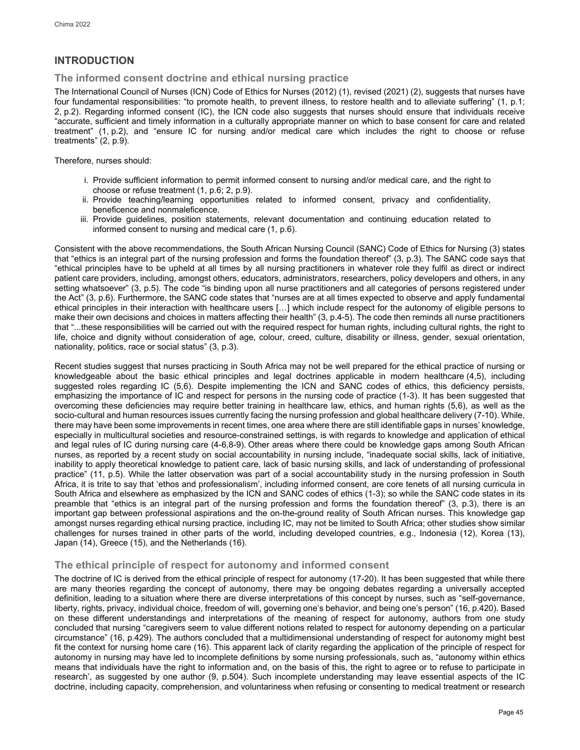## INTRODUCTION

### The informed consent doctrine and ethical nursing practice

The International Council of Nurses (ICN) Code of Ethics for Nurses (2012) (1), revised (2021) (2), suggests that nurses have four fundamental responsibilities: "to promote health, to prevent illness, to restore health and to alleviate suffering" (1, p.1; 2, p.2). Regarding informed consent (IC), the ICN code also suggests that nurses should ensure that individuals receive "accurate, sufficient and timely information in a culturally appropriate manner on which to base consent for care and related treatment" (1, p.2), and "ensure IC for nursing and/or medical care which includes the right to choose or refuse treatments" (2, p.9).

Therefore, nurses should:

i. Provide sufficient information to permit informed consent to nursing and/or medical care, and the right to choose or refuse treatment (1, p.6; 2, p.9).
ii. Provide teaching/learning opportunities related to informed consent, privacy and confidentiality, beneficence and nonmaleficence.
iii. Provide guidelines, position statements, relevant documentation and continuing education related to informed consent to nursing and medical care (1, p.6).

Consistent with the above recommendations, the South African Nursing Council (SANC) Code of Ethics for Nursing (3) states that "ethics is an integral part of the nursing profession and forms the foundation thereof" (3, p.3). The SANC code says that "ethical principles have to be upheld at all times by all nursing practitioners in whatever role they fulfil as direct or indirect patient care providers, including, amongst others, educators, administrators, researchers, policy developers and others, in any setting whatsoever" (3, p.5). The code "is binding upon all nurse practitioners and all categories of persons registered under the Act" (3, p.6). Furthermore, the SANC code states that "nurses are at all times expected to observe and apply fundamental ethical principles in their interaction with healthcare users […] which include respect for the autonomy of eligible persons to make their own decisions and choices in matters affecting their health" (3, p.4-5). The code then reminds all nurse practitioners that "...these responsibilities will be carried out with the required respect for human rights, including cultural rights, the right to life, choice and dignity without consideration of age, colour, creed, culture, disability or illness, gender, sexual orientation, nationality, politics, race or social status" (3, p.3).

Recent studies suggest that nurses practicing in South Africa may not be well prepared for the ethical practice of nursing or knowledgeable about the basic ethical principles and legal doctrines applicable in modern healthcare (4,5), including suggested roles regarding IC (5,6). Despite implementing the ICN and SANC codes of ethics, this deficiency persists, emphasizing the importance of IC and respect for persons in the nursing code of practice (1-3). It has been suggested that overcoming these deficiencies may require better training in healthcare law, ethics, and human rights (5,6), as well as the socio-cultural and human resources issues currently facing the nursing profession and global healthcare delivery (7-10). While, there may have been some improvements in recent times, one area where there are still identifiable gaps in nurses' knowledge, especially in multicultural societies and resource-constrained settings, is with regards to knowledge and application of ethical and legal rules of IC during nursing care (4-6,8-9). Other areas where there could be knowledge gaps among South African nurses, as reported by a recent study on social accountability in nursing include, "inadequate social skills, lack of initiative, inability to apply theoretical knowledge to patient care, lack of basic nursing skills, and lack of understanding of professional practice" (11, p.5). While the latter observation was part of a social accountability study in the nursing profession in South Africa, it is trite to say that 'ethos and professionalism', including informed consent, are core tenets of all nursing curricula in South Africa and elsewhere as emphasized by the ICN and SANC codes of ethics (1-3); so while the SANC code states in its preamble that "ethics is an integral part of the nursing profession and forms the foundation thereof" (3, p.3), there is an important gap between professional aspirations and the on-the-ground reality of South African nurses. This knowledge gap amongst nurses regarding ethical nursing practice, including IC, may not be limited to South Africa; other studies show similar challenges for nurses trained in other parts of the world, including developed countries, e.g., Indonesia (12), Korea (13), Japan (14), Greece (15), and the Netherlands (16).

### The ethical principle of respect for autonomy and informed consent

The doctrine of IC is derived from the ethical principle of respect for autonomy (17-20). It has been suggested that while there are many theories regarding the concept of autonomy, there may be ongoing debates regarding a universally accepted definition, leading to a situation where there are diverse interpretations of this concept by nurses, such as "self-governance, liberty, rights, privacy, individual choice, freedom of will, governing one's behavior, and being one's person" (16, p.420). Based on these different understandings and interpretations of the meaning of respect for autonomy, authors from one study concluded that nursing "caregivers seem to value different notions related to respect for autonomy depending on a particular circumstance" (16, p.429). The authors concluded that a multidimensional understanding of respect for autonomy might best fit the context for nursing home care (16). This apparent lack of clarity regarding the application of the principle of respect for autonomy in nursing may have led to incomplete definitions by some nursing professionals, such as, "autonomy within ethics means that individuals have the right to information and, on the basis of this, the right to agree or to refuse to participate in research', as suggested by one author (9, p.504). Such incomplete understanding may leave essential aspects of the IC doctrine, including capacity, comprehension, and voluntariness when refusing or consenting to medical treatment or research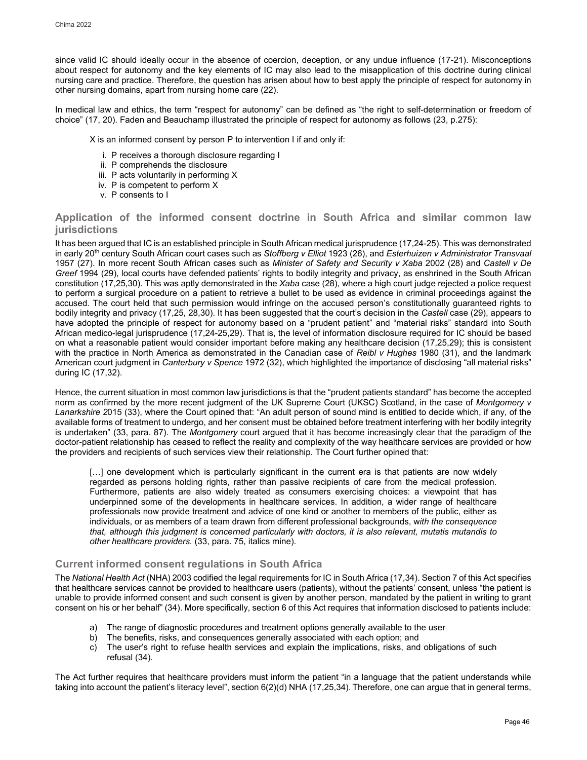since valid IC should ideally occur in the absence of coercion, deception, or any undue influence (17-21). Misconceptions about respect for autonomy and the key elements of IC may also lead to the misapplication of this doctrine during clinical nursing care and practice. Therefore, the question has arisen about how to best apply the principle of respect for autonomy in other nursing domains, apart from nursing home care (22).

In medical law and ethics, the term "respect for autonomy" can be defined as "the right to self-determination or freedom of choice" (17, 20). Faden and Beauchamp illustrated the principle of respect for autonomy as follows (23, p.275):

> X is an informed consent by person P to intervention I if and only if:
>
> i. P receives a thorough disclosure regarding I
> ii. P comprehends the disclosure
> iii. P acts voluntarily in performing X
> iv. P is competent to perform X
> v. P consents to I

## Application of the informed consent doctrine in South Africa and similar common law jurisdictions

It has been argued that IC is an established principle in South African medical jurisprudence (17,24-25). This was demonstrated in early 20th century South African court cases such as *Stoffberg v Elliot* 1923 (26), and *Esterhuizen v Administrator Transvaal* 1957 (27). In more recent South African cases such as *Minister of Safety and Security v Xaba* 2002 (28) and *Castell v De Greef* 1994 (29), local courts have defended patients' rights to bodily integrity and privacy, as enshrined in the South African constitution (17,25,30). This was aptly demonstrated in the *Xaba* case (28), where a high court judge rejected a police request to perform a surgical procedure on a patient to retrieve a bullet to be used as evidence in criminal proceedings against the accused. The court held that such permission would infringe on the accused person's constitutionally guaranteed rights to bodily integrity and privacy (17,25, 28,30). It has been suggested that the court's decision in the *Castell* case (29), appears to have adopted the principle of respect for autonomy based on a "prudent patient" and "material risks" standard into South African medico-legal jurisprudence (17,24-25,29). That is, the level of information disclosure required for IC should be based on what a reasonable patient would consider important before making any healthcare decision (17,25,29); this is consistent with the practice in North America as demonstrated in the Canadian case of *Reibl v Hughes* 1980 (31), and the landmark American court judgment in *Canterbury v Spence* 1972 (32), which highlighted the importance of disclosing "all material risks" during IC (17,32).

Hence, the current situation in most common law jurisdictions is that the "prudent patients standard" has become the accepted norm as confirmed by the more recent judgment of the UK Supreme Court (UKSC) Scotland, in the case of *Montgomery v Lanarkshire 2*015 (33), where the Court opined that: "An adult person of sound mind is entitled to decide which, if any, of the available forms of treatment to undergo, and her consent must be obtained before treatment interfering with her bodily integrity is undertaken" (33, para. 87). The *Montgomery* court argued that it has become increasingly clear that the paradigm of the doctor-patient relationship has ceased to reflect the reality and complexity of the way healthcare services are provided or how the providers and recipients of such services view their relationship. The Court further opined that:

> […] one development which is particularly significant in the current era is that patients are now widely regarded as persons holding rights, rather than passive recipients of care from the medical profession. Furthermore, patients are also widely treated as consumers exercising choices: a viewpoint that has underpinned some of the developments in healthcare services. In addition, a wider range of healthcare professionals now provide treatment and advice of one kind or another to members of the public, either as individuals, or as members of a team drawn from different professional backgrounds, w*ith the consequence that, although this judgment is concerned particularly with doctors, it is also relevant, mutatis mutandis to other healthcare providers.* (33, para. 75, italics mine).

## Current informed consent regulations in South Africa

The *National Health Act* (NHA) 2003 codified the legal requirements for IC in South Africa (17,34). Section 7 of this Act specifies that healthcare services cannot be provided to healthcare users (patients), without the patients' consent, unless "the patient is unable to provide informed consent and such consent is given by another person, mandated by the patient in writing to grant consent on his or her behalf" (34). More specifically, section 6 of this Act requires that information disclosed to patients include:

a) The range of diagnostic procedures and treatment options generally available to the user
b) The benefits, risks, and consequences generally associated with each option; and
c) The user's right to refuse health services and explain the implications, risks, and obligations of such refusal (34).

The Act further requires that healthcare providers must inform the patient "in a language that the patient understands while taking into account the patient's literacy level", section 6(2)(d) NHA (17,25,34). Therefore, one can argue that in general terms,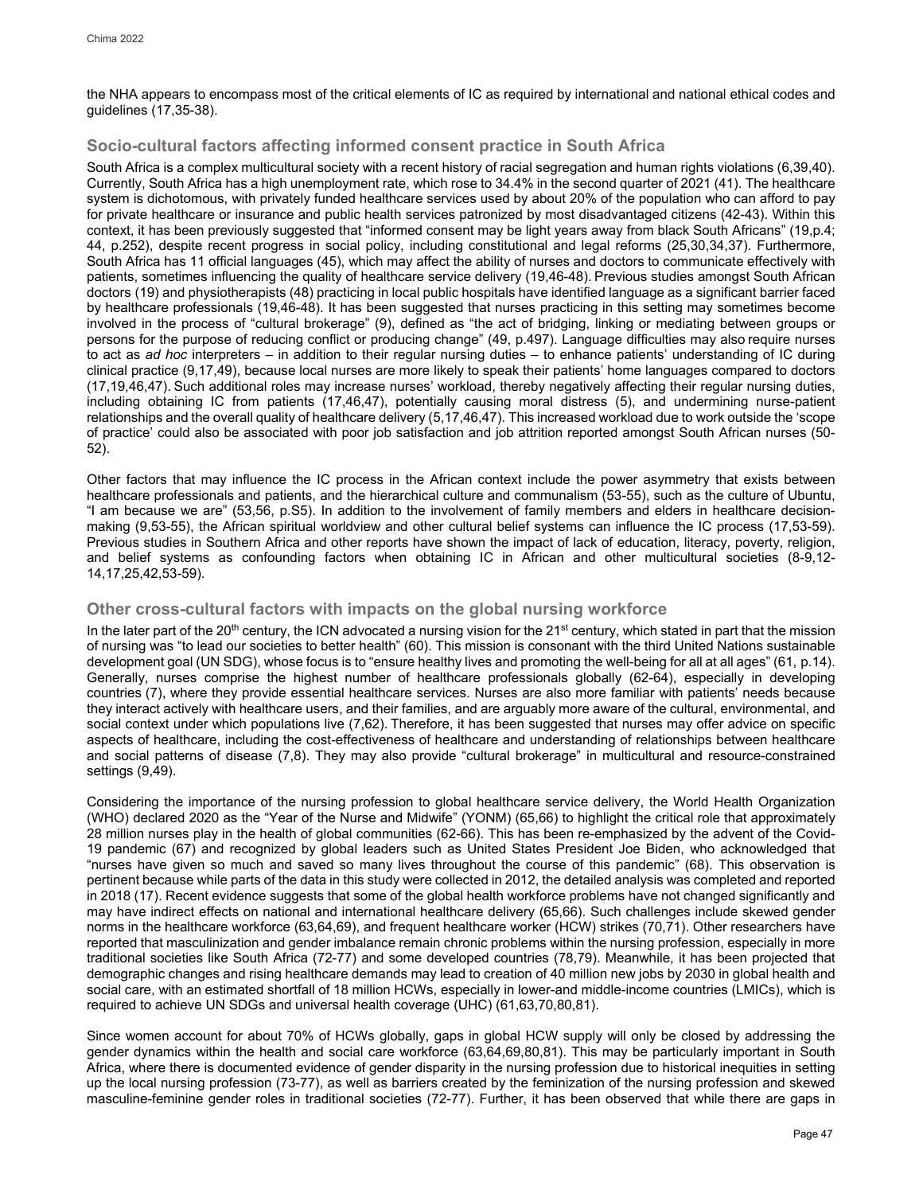the NHA appears to encompass most of the critical elements of IC as required by international and national ethical codes and guidelines (17,35-38).

## Socio-cultural factors affecting informed consent practice in South Africa

South Africa is a complex multicultural society with a recent history of racial segregation and human rights violations (6,39,40). Currently, South Africa has a high unemployment rate, which rose to 34.4% in the second quarter of 2021 (41). The healthcare system is dichotomous, with privately funded healthcare services used by about 20% of the population who can afford to pay for private healthcare or insurance and public health services patronized by most disadvantaged citizens (42-43). Within this context, it has been previously suggested that "informed consent may be light years away from black South Africans" (19,p.4; 44, p.252), despite recent progress in social policy, including constitutional and legal reforms (25,30,34,37). Furthermore, South Africa has 11 official languages (45), which may affect the ability of nurses and doctors to communicate effectively with patients, sometimes influencing the quality of healthcare service delivery (19,46-48). Previous studies amongst South African doctors (19) and physiotherapists (48) practicing in local public hospitals have identified language as a significant barrier faced by healthcare professionals (19,46-48). It has been suggested that nurses practicing in this setting may sometimes become involved in the process of "cultural brokerage" (9), defined as "the act of bridging, linking or mediating between groups or persons for the purpose of reducing conflict or producing change" (49, p.497). Language difficulties may also require nurses to act as *ad hoc* interpreters – in addition to their regular nursing duties – to enhance patients' understanding of IC during clinical practice (9,17,49), because local nurses are more likely to speak their patients' home languages compared to doctors (17,19,46,47). Such additional roles may increase nurses' workload, thereby negatively affecting their regular nursing duties, including obtaining IC from patients (17,46,47), potentially causing moral distress (5), and undermining nurse-patient relationships and the overall quality of healthcare delivery (5,17,46,47). This increased workload due to work outside the 'scope of practice' could also be associated with poor job satisfaction and job attrition reported amongst South African nurses (50-52).

Other factors that may influence the IC process in the African context include the power asymmetry that exists between healthcare professionals and patients, and the hierarchical culture and communalism (53-55), such as the culture of Ubuntu, "I am because we are" (53,56, p.S5). In addition to the involvement of family members and elders in healthcare decision-making (9,53-55), the African spiritual worldview and other cultural belief systems can influence the IC process (17,53-59). Previous studies in Southern Africa and other reports have shown the impact of lack of education, literacy, poverty, religion, and belief systems as confounding factors when obtaining IC in African and other multicultural societies (8-9,12-14,17,25,42,53-59).

## Other cross-cultural factors with impacts on the global nursing workforce

In the later part of the 20th century, the ICN advocated a nursing vision for the 21st century, which stated in part that the mission of nursing was "to lead our societies to better health" (60). This mission is consonant with the third United Nations sustainable development goal (UN SDG), whose focus is to "ensure healthy lives and promoting the well-being for all at all ages" (61, p.14). Generally, nurses comprise the highest number of healthcare professionals globally (62-64), especially in developing countries (7), where they provide essential healthcare services. Nurses are also more familiar with patients' needs because they interact actively with healthcare users, and their families, and are arguably more aware of the cultural, environmental, and social context under which populations live (7,62). Therefore, it has been suggested that nurses may offer advice on specific aspects of healthcare, including the cost-effectiveness of healthcare and understanding of relationships between healthcare and social patterns of disease (7,8). They may also provide "cultural brokerage" in multicultural and resource-constrained settings (9,49).

Considering the importance of the nursing profession to global healthcare service delivery, the World Health Organization (WHO) declared 2020 as the "Year of the Nurse and Midwife" (YONM) (65,66) to highlight the critical role that approximately 28 million nurses play in the health of global communities (62-66). This has been re-emphasized by the advent of the Covid-19 pandemic (67) and recognized by global leaders such as United States President Joe Biden, who acknowledged that "nurses have given so much and saved so many lives throughout the course of this pandemic" (68). This observation is pertinent because while parts of the data in this study were collected in 2012, the detailed analysis was completed and reported in 2018 (17). Recent evidence suggests that some of the global health workforce problems have not changed significantly and may have indirect effects on national and international healthcare delivery (65,66). Such challenges include skewed gender norms in the healthcare workforce (63,64,69), and frequent healthcare worker (HCW) strikes (70,71). Other researchers have reported that masculinization and gender imbalance remain chronic problems within the nursing profession, especially in more traditional societies like South Africa (72-77) and some developed countries (78,79). Meanwhile, it has been projected that demographic changes and rising healthcare demands may lead to creation of 40 million new jobs by 2030 in global health and social care, with an estimated shortfall of 18 million HCWs, especially in lower-and middle-income countries (LMICs), which is required to achieve UN SDGs and universal health coverage (UHC) (61,63,70,80,81).

Since women account for about 70% of HCWs globally, gaps in global HCW supply will only be closed by addressing the gender dynamics within the health and social care workforce (63,64,69,80,81). This may be particularly important in South Africa, where there is documented evidence of gender disparity in the nursing profession due to historical inequities in setting up the local nursing profession (73-77), as well as barriers created by the feminization of the nursing profession and skewed masculine-feminine gender roles in traditional societies (72-77). Further, it has been observed that while there are gaps in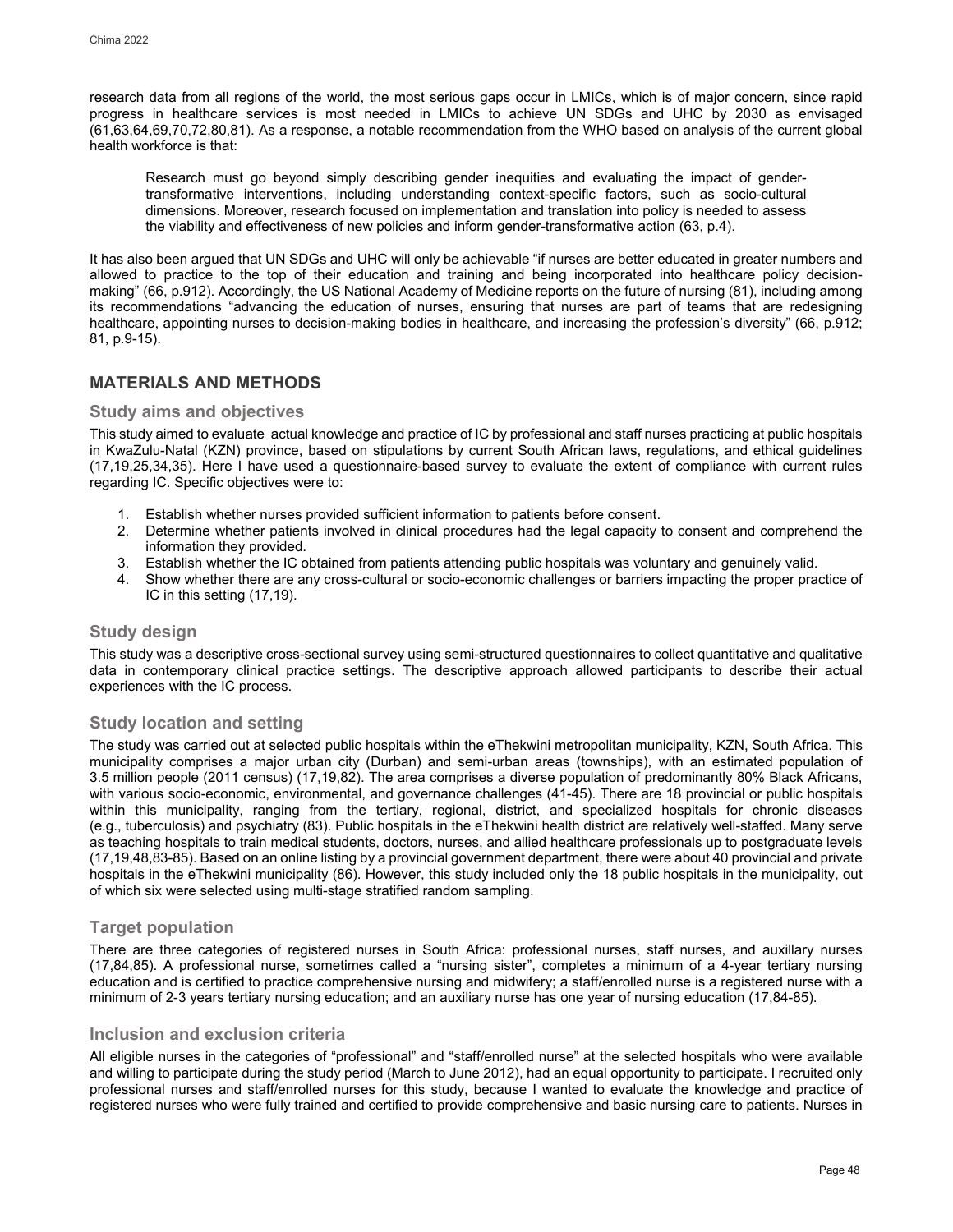research data from all regions of the world, the most serious gaps occur in LMICs, which is of major concern, since rapid progress in healthcare services is most needed in LMICs to achieve UN SDGs and UHC by 2030 as envisaged (61,63,64,69,70,72,80,81). As a response, a notable recommendation from the WHO based on analysis of the current global health workforce is that:

> Research must go beyond simply describing gender inequities and evaluating the impact of gender-transformative interventions, including understanding context-specific factors, such as socio-cultural dimensions. Moreover, research focused on implementation and translation into policy is needed to assess the viability and effectiveness of new policies and inform gender-transformative action (63, p.4).

It has also been argued that UN SDGs and UHC will only be achievable "if nurses are better educated in greater numbers and allowed to practice to the top of their education and training and being incorporated into healthcare policy decision-making" (66, p.912). Accordingly, the US National Academy of Medicine reports on the future of nursing (81), including among its recommendations "advancing the education of nurses, ensuring that nurses are part of teams that are redesigning healthcare, appointing nurses to decision-making bodies in healthcare, and increasing the profession's diversity" (66, p.912; 81, p.9-15).

## MATERIALS AND METHODS

### Study aims and objectives

This study aimed to evaluate actual knowledge and practice of IC by professional and staff nurses practicing at public hospitals in KwaZulu-Natal (KZN) province, based on stipulations by current South African laws, regulations, and ethical guidelines (17,19,25,34,35). Here I have used a questionnaire-based survey to evaluate the extent of compliance with current rules regarding IC. Specific objectives were to:

1. Establish whether nurses provided sufficient information to patients before consent.
2. Determine whether patients involved in clinical procedures had the legal capacity to consent and comprehend the information they provided.
3. Establish whether the IC obtained from patients attending public hospitals was voluntary and genuinely valid.
4. Show whether there are any cross-cultural or socio-economic challenges or barriers impacting the proper practice of IC in this setting (17,19).

### Study design

This study was a descriptive cross-sectional survey using semi-structured questionnaires to collect quantitative and qualitative data in contemporary clinical practice settings. The descriptive approach allowed participants to describe their actual experiences with the IC process.

### Study location and setting

The study was carried out at selected public hospitals within the eThekwini metropolitan municipality, KZN, South Africa. This municipality comprises a major urban city (Durban) and semi-urban areas (townships), with an estimated population of 3.5 million people (2011 census) (17,19,82). The area comprises a diverse population of predominantly 80% Black Africans, with various socio-economic, environmental, and governance challenges (41-45). There are 18 provincial or public hospitals within this municipality, ranging from the tertiary, regional, district, and specialized hospitals for chronic diseases (e.g., tuberculosis) and psychiatry (83). Public hospitals in the eThekwini health district are relatively well-staffed. Many serve as teaching hospitals to train medical students, doctors, nurses, and allied healthcare professionals up to postgraduate levels (17,19,48,83-85). Based on an online listing by a provincial government department, there were about 40 provincial and private hospitals in the eThekwini municipality (86). However, this study included only the 18 public hospitals in the municipality, out of which six were selected using multi-stage stratified random sampling.

### Target population

There are three categories of registered nurses in South Africa: professional nurses, staff nurses, and auxillary nurses (17,84,85). A professional nurse, sometimes called a "nursing sister", completes a minimum of a 4-year tertiary nursing education and is certified to practice comprehensive nursing and midwifery; a staff/enrolled nurse is a registered nurse with a minimum of 2-3 years tertiary nursing education; and an auxiliary nurse has one year of nursing education (17,84-85).

### Inclusion and exclusion criteria

All eligible nurses in the categories of "professional" and "staff/enrolled nurse" at the selected hospitals who were available and willing to participate during the study period (March to June 2012), had an equal opportunity to participate. I recruited only professional nurses and staff/enrolled nurses for this study, because I wanted to evaluate the knowledge and practice of registered nurses who were fully trained and certified to provide comprehensive and basic nursing care to patients. Nurses in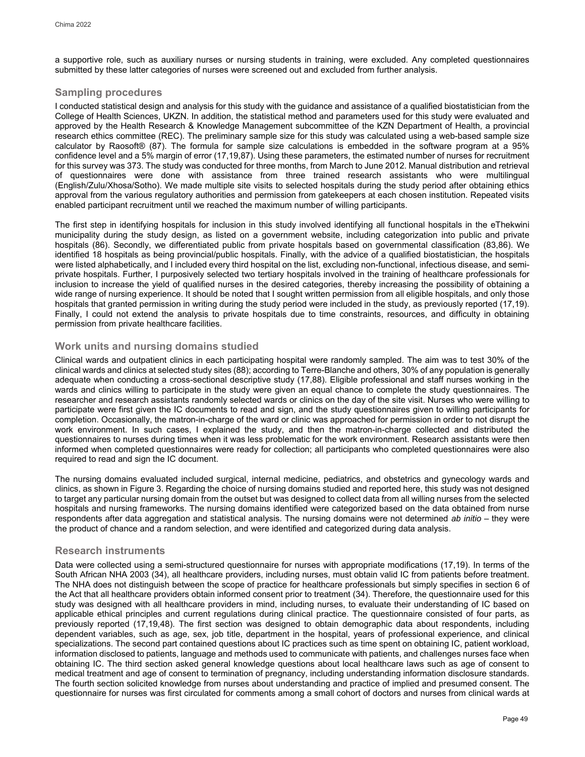a supportive role, such as auxiliary nurses or nursing students in training, were excluded. Any completed questionnaires submitted by these latter categories of nurses were screened out and excluded from further analysis.

## Sampling procedures

I conducted statistical design and analysis for this study with the guidance and assistance of a qualified biostatistician from the College of Health Sciences, UKZN. In addition, the statistical method and parameters used for this study were evaluated and approved by the Health Research & Knowledge Management subcommittee of the KZN Department of Health, a provincial research ethics committee (REC). The preliminary sample size for this study was calculated using a web-based sample size calculator by Raosoft® (87). The formula for sample size calculations is embedded in the software program at a 95% confidence level and a 5% margin of error (17,19,87). Using these parameters, the estimated number of nurses for recruitment for this survey was 373. The study was conducted for three months, from March to June 2012. Manual distribution and retrieval of questionnaires were done with assistance from three trained research assistants who were multilingual (English/Zulu/Xhosa/Sotho). We made multiple site visits to selected hospitals during the study period after obtaining ethics approval from the various regulatory authorities and permission from gatekeepers at each chosen institution. Repeated visits enabled participant recruitment until we reached the maximum number of willing participants.

The first step in identifying hospitals for inclusion in this study involved identifying all functional hospitals in the eThekwini municipality during the study design, as listed on a government website, including categorization into public and private hospitals (86). Secondly, we differentiated public from private hospitals based on governmental classification (83,86). We identified 18 hospitals as being provincial/public hospitals. Finally, with the advice of a qualified biostatistician, the hospitals were listed alphabetically, and I included every third hospital on the list, excluding non-functional, infectious disease, and semi-private hospitals. Further, I purposively selected two tertiary hospitals involved in the training of healthcare professionals for inclusion to increase the yield of qualified nurses in the desired categories, thereby increasing the possibility of obtaining a wide range of nursing experience. It should be noted that I sought written permission from all eligible hospitals, and only those hospitals that granted permission in writing during the study period were included in the study, as previously reported (17,19). Finally, I could not extend the analysis to private hospitals due to time constraints, resources, and difficulty in obtaining permission from private healthcare facilities.

## Work units and nursing domains studied

Clinical wards and outpatient clinics in each participating hospital were randomly sampled. The aim was to test 30% of the clinical wards and clinics at selected study sites (88); according to Terre-Blanche and others, 30% of any population is generally adequate when conducting a cross-sectional descriptive study (17,88). Eligible professional and staff nurses working in the wards and clinics willing to participate in the study were given an equal chance to complete the study questionnaires. The researcher and research assistants randomly selected wards or clinics on the day of the site visit. Nurses who were willing to participate were first given the IC documents to read and sign, and the study questionnaires given to willing participants for completion. Occasionally, the matron-in-charge of the ward or clinic was approached for permission in order to not disrupt the work environment. In such cases, I explained the study, and then the matron-in-charge collected and distributed the questionnaires to nurses during times when it was less problematic for the work environment. Research assistants were then informed when completed questionnaires were ready for collection; all participants who completed questionnaires were also required to read and sign the IC document.

The nursing domains evaluated included surgical, internal medicine, pediatrics, and obstetrics and gynecology wards and clinics, as shown in Figure 3. Regarding the choice of nursing domains studied and reported here, this study was not designed to target any particular nursing domain from the outset but was designed to collect data from all willing nurses from the selected hospitals and nursing frameworks. The nursing domains identified were categorized based on the data obtained from nurse respondents after data aggregation and statistical analysis. The nursing domains were not determined *ab initio* – they were the product of chance and a random selection, and were identified and categorized during data analysis.

## Research instruments

Data were collected using a semi-structured questionnaire for nurses with appropriate modifications (17,19). In terms of the South African NHA 2003 (34), all healthcare providers, including nurses, must obtain valid IC from patients before treatment. The NHA does not distinguish between the scope of practice for healthcare professionals but simply specifies in section 6 of the Act that all healthcare providers obtain informed consent prior to treatment (34). Therefore, the questionnaire used for this study was designed with all healthcare providers in mind, including nurses, to evaluate their understanding of IC based on applicable ethical principles and current regulations during clinical practice. The questionnaire consisted of four parts, as previously reported (17,19,48). The first section was designed to obtain demographic data about respondents, including dependent variables, such as age, sex, job title, department in the hospital, years of professional experience, and clinical specializations. The second part contained questions about IC practices such as time spent on obtaining IC, patient workload, information disclosed to patients, language and methods used to communicate with patients, and challenges nurses face when obtaining IC. The third section asked general knowledge questions about local healthcare laws such as age of consent to medical treatment and age of consent to termination of pregnancy, including understanding information disclosure standards. The fourth section solicited knowledge from nurses about understanding and practice of implied and presumed consent. The questionnaire for nurses was first circulated for comments among a small cohort of doctors and nurses from clinical wards at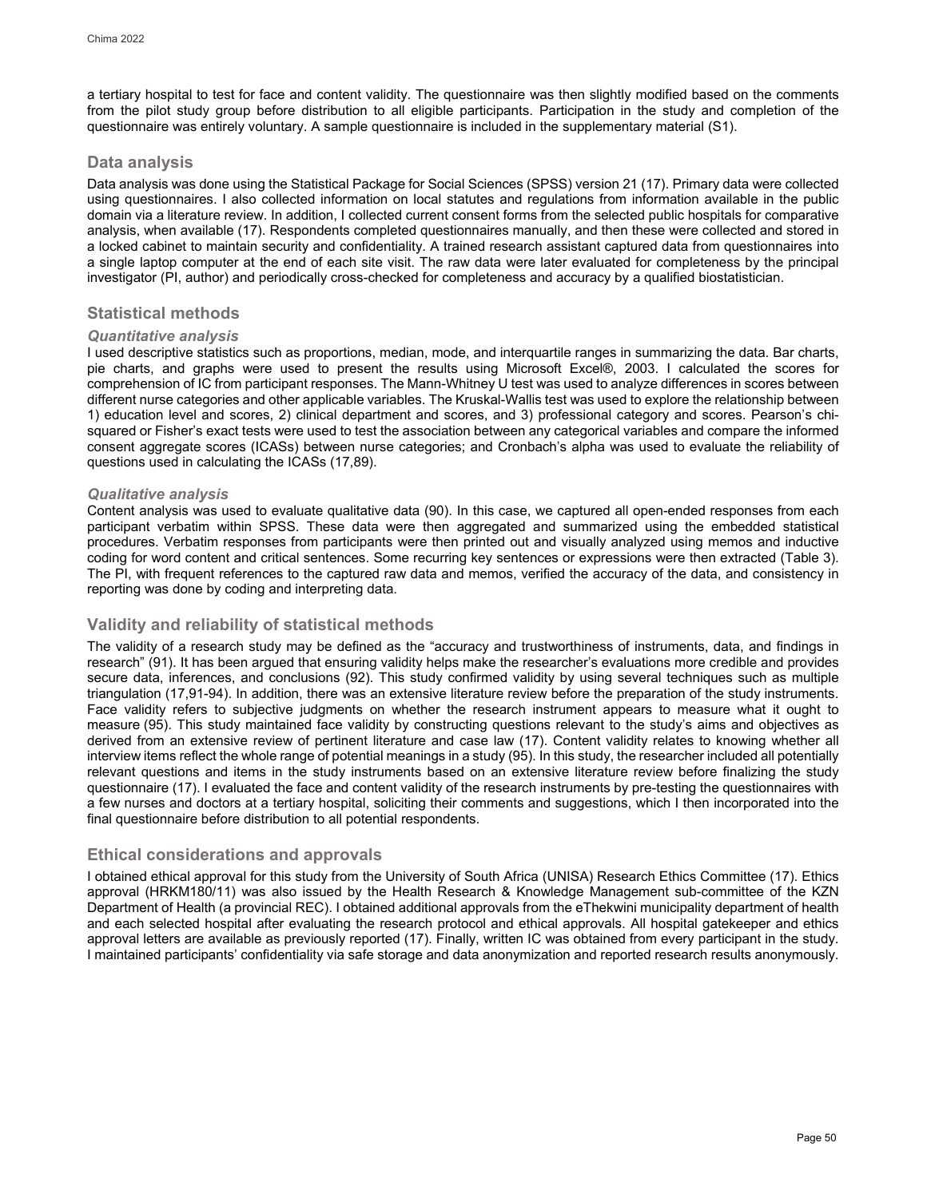a tertiary hospital to test for face and content validity. The questionnaire was then slightly modified based on the comments from the pilot study group before distribution to all eligible participants. Participation in the study and completion of the questionnaire was entirely voluntary. A sample questionnaire is included in the supplementary material (S1).

## Data analysis

Data analysis was done using the Statistical Package for Social Sciences (SPSS) version 21 (17). Primary data were collected using questionnaires. I also collected information on local statutes and regulations from information available in the public domain via a literature review. In addition, I collected current consent forms from the selected public hospitals for comparative analysis, when available (17). Respondents completed questionnaires manually, and then these were collected and stored in a locked cabinet to maintain security and confidentiality. A trained research assistant captured data from questionnaires into a single laptop computer at the end of each site visit. The raw data were later evaluated for completeness by the principal investigator (PI, author) and periodically cross-checked for completeness and accuracy by a qualified biostatistician.

## Statistical methods

### *Quantitative analysis*

I used descriptive statistics such as proportions, median, mode, and interquartile ranges in summarizing the data. Bar charts, pie charts, and graphs were used to present the results using Microsoft Excel®, 2003. I calculated the scores for comprehension of IC from participant responses. The Mann-Whitney U test was used to analyze differences in scores between different nurse categories and other applicable variables. The Kruskal-Wallis test was used to explore the relationship between 1) education level and scores, 2) clinical department and scores, and 3) professional category and scores. Pearson's chi-squared or Fisher's exact tests were used to test the association between any categorical variables and compare the informed consent aggregate scores (ICASs) between nurse categories; and Cronbach's alpha was used to evaluate the reliability of questions used in calculating the ICASs (17,89).

### *Qualitative analysis*

Content analysis was used to evaluate qualitative data (90). In this case, we captured all open-ended responses from each participant verbatim within SPSS. These data were then aggregated and summarized using the embedded statistical procedures. Verbatim responses from participants were then printed out and visually analyzed using memos and inductive coding for word content and critical sentences. Some recurring key sentences or expressions were then extracted (Table 3). The PI, with frequent references to the captured raw data and memos, verified the accuracy of the data, and consistency in reporting was done by coding and interpreting data.

## Validity and reliability of statistical methods

The validity of a research study may be defined as the "accuracy and trustworthiness of instruments, data, and findings in research" (91). It has been argued that ensuring validity helps make the researcher's evaluations more credible and provides secure data, inferences, and conclusions (92). This study confirmed validity by using several techniques such as multiple triangulation (17,91-94). In addition, there was an extensive literature review before the preparation of the study instruments. Face validity refers to subjective judgments on whether the research instrument appears to measure what it ought to measure (95). This study maintained face validity by constructing questions relevant to the study's aims and objectives as derived from an extensive review of pertinent literature and case law (17). Content validity relates to knowing whether all interview items reflect the whole range of potential meanings in a study (95). In this study, the researcher included all potentially relevant questions and items in the study instruments based on an extensive literature review before finalizing the study questionnaire (17). I evaluated the face and content validity of the research instruments by pre-testing the questionnaires with a few nurses and doctors at a tertiary hospital, soliciting their comments and suggestions, which I then incorporated into the final questionnaire before distribution to all potential respondents.

## Ethical considerations and approvals

I obtained ethical approval for this study from the University of South Africa (UNISA) Research Ethics Committee (17). Ethics approval (HRKM180/11) was also issued by the Health Research & Knowledge Management sub-committee of the KZN Department of Health (a provincial REC). I obtained additional approvals from the eThekwini municipality department of health and each selected hospital after evaluating the research protocol and ethical approvals. All hospital gatekeeper and ethics approval letters are available as previously reported (17). Finally, written IC was obtained from every participant in the study. I maintained participants' confidentiality via safe storage and data anonymization and reported research results anonymously.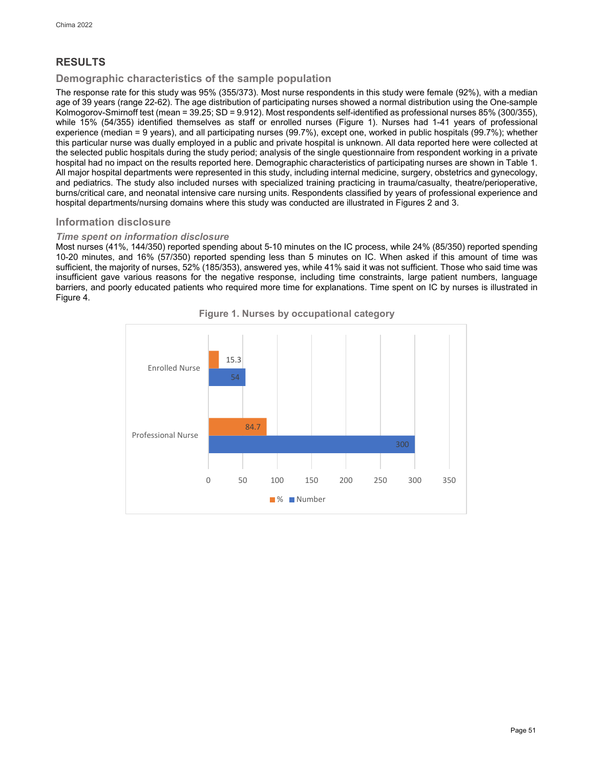# RESULTS

## Demographic characteristics of the sample population

The response rate for this study was 95% (355/373). Most nurse respondents in this study were female (92%), with a median age of 39 years (range 22-62). The age distribution of participating nurses showed a normal distribution using the One-sample Kolmogorov-Smirnoff test (mean = 39.25; SD = 9.912). Most respondents self-identified as professional nurses 85% (300/355), while 15% (54/355) identified themselves as staff or enrolled nurses (Figure 1). Nurses had 1-41 years of professional experience (median = 9 years), and all participating nurses (99.7%), except one, worked in public hospitals (99.7%); whether this particular nurse was dually employed in a public and private hospital is unknown. All data reported here were collected at the selected public hospitals during the study period; analysis of the single questionnaire from respondent working in a private hospital had no impact on the results reported here. Demographic characteristics of participating nurses are shown in Table 1. All major hospital departments were represented in this study, including internal medicine, surgery, obstetrics and gynecology, and pediatrics. The study also included nurses with specialized training practicing in trauma/casualty, theatre/perioperative, burns/critical care, and neonatal intensive care nursing units. Respondents classified by years of professional experience and hospital departments/nursing domains where this study was conducted are illustrated in Figures 2 and 3.

## Information disclosure

### *Time spent on information disclosure*

Most nurses (41%, 144/350) reported spending about 5-10 minutes on the IC process, while 24% (85/350) reported spending 10-20 minutes, and 16% (57/350) reported spending less than 5 minutes on IC. When asked if this amount of time was sufficient, the majority of nurses, 52% (185/353), answered yes, while 41% said it was not sufficient. Those who said time was insufficient gave various reasons for the negative response, including time constraints, large patient numbers, language barriers, and poorly educated patients who required more time for explanations. Time spent on IC by nurses is illustrated in Figure 4.

**Figure 1. Nurses by occupational category**

| | % | Number |
|---|---|---|
| Enrolled Nurse | 15.3 | 54 |
| Professional Nurse | 84.7 | 300 |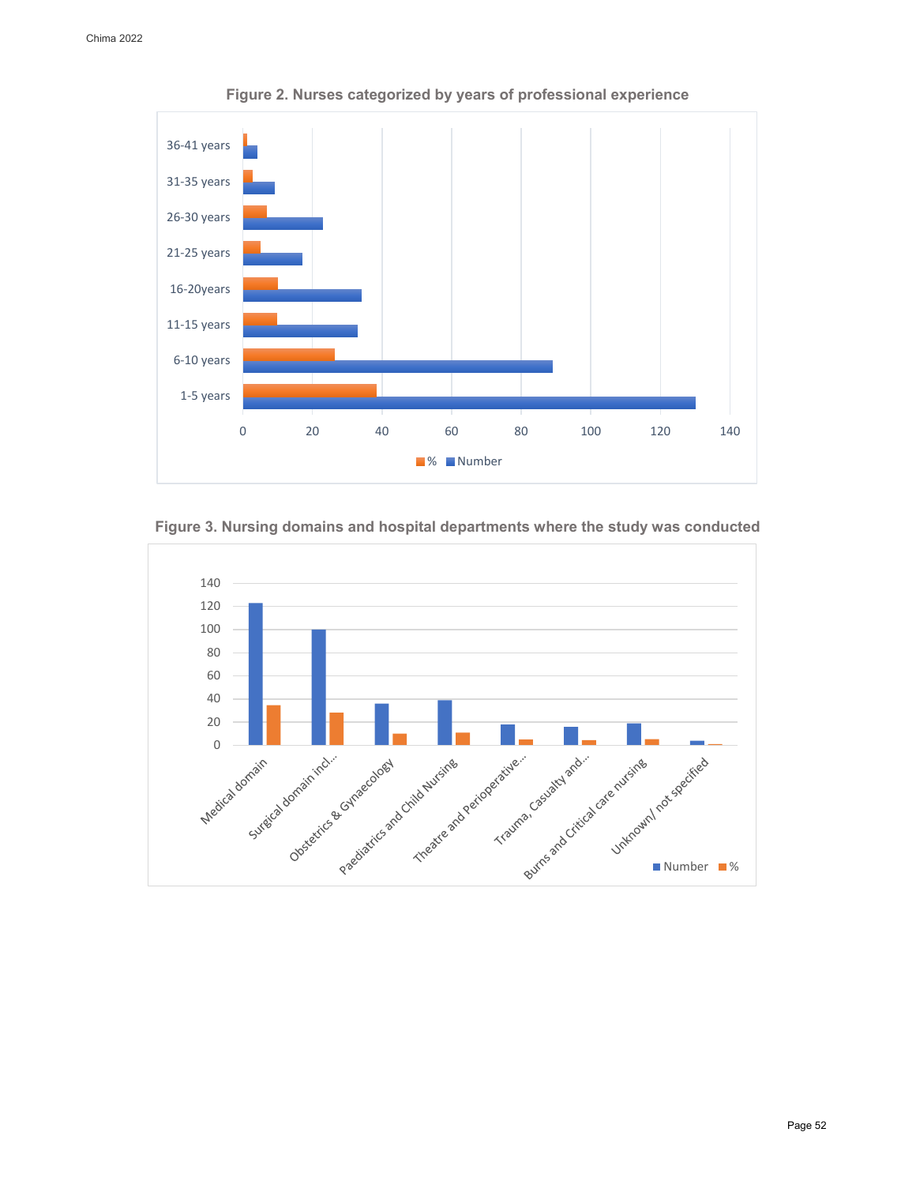**Figure 2. Nurses categorized by years of professional experience**

**Figure 3. Nursing domains and hospital departments where the study was conducted**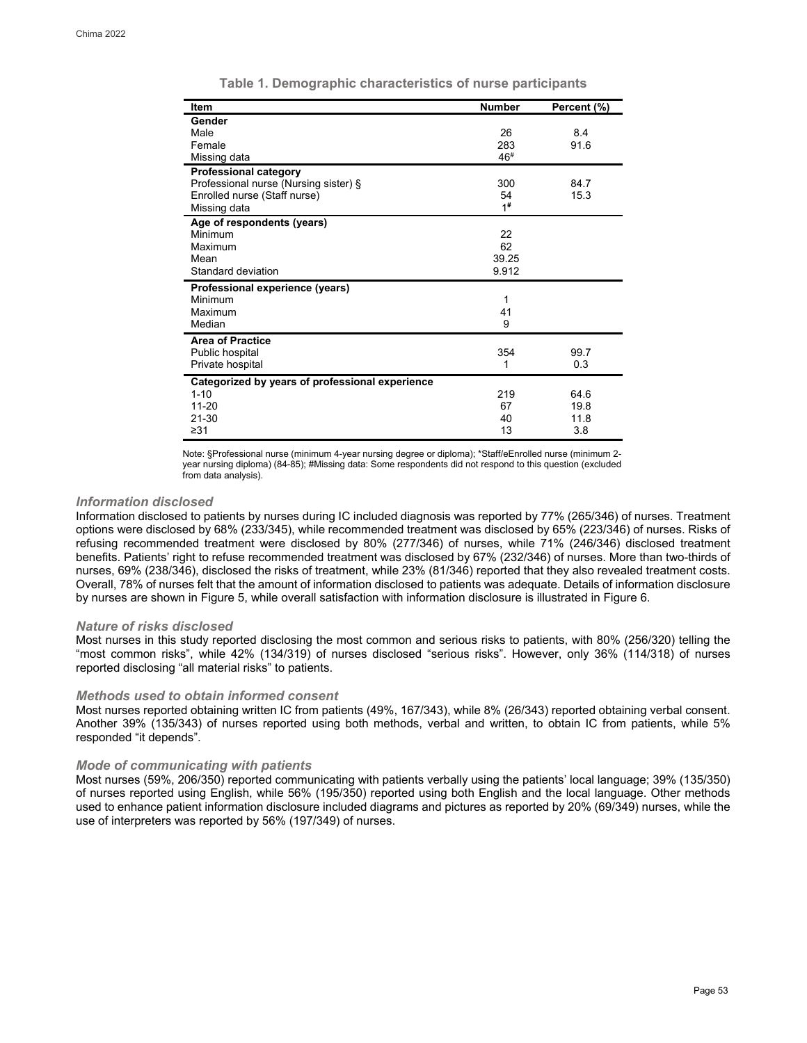**Table 1. Demographic characteristics of nurse participants**

| Item | Number | Percent (%) |
|---|---|---|
| **Gender** | | |
| Male | 26 | 8.4 |
| Female | 283 | 91.6 |
| Missing data | 46[#] | |
| **Professional category** | | |
| Professional nurse (Nursing sister) § | 300 | 84.7 |
| Enrolled nurse (Staff nurse) | 54 | 15.3 |
| Missing data | 1[#] | |
| **Age of respondents (years)** | | |
| Minimum | 22 | |
| Maximum | 62 | |
| Mean | 39.25 | |
| Standard deviation | 9.912 | |
| **Professional experience (years)** | | |
| Minimum | 1 | |
| Maximum | 41 | |
| Median | 9 | |
| **Area of Practice** | | |
| Public hospital | 354 | 99.7 |
| Private hospital | 1 | 0.3 |
| **Categorized by years of professional experience** | | |
| 1-10 | 219 | 64.6 |
| 11-20 | 67 | 19.8 |
| 21-30 | 40 | 11.8 |
| ≥31 | 13 | 3.8 |

Note: §Professional nurse (minimum 4-year nursing degree or diploma); *Staff/eEnrolled nurse (minimum 2-year nursing diploma) (84-85); #Missing data: Some respondents did not respond to this question (excluded from data analysis).

### *Information disclosed*

Information disclosed to patients by nurses during IC included diagnosis was reported by 77% (265/346) of nurses. Treatment options were disclosed by 68% (233/345), while recommended treatment was disclosed by 65% (223/346) of nurses. Risks of refusing recommended treatment were disclosed by 80% (277/346) of nurses, while 71% (246/346) disclosed treatment benefits. Patients' right to refuse recommended treatment was disclosed by 67% (232/346) of nurses. More than two-thirds of nurses, 69% (238/346), disclosed the risks of treatment, while 23% (81/346) reported that they also revealed treatment costs. Overall, 78% of nurses felt that the amount of information disclosed to patients was adequate. Details of information disclosure by nurses are shown in Figure 5, while overall satisfaction with information disclosure is illustrated in Figure 6.

### *Nature of risks disclosed*

Most nurses in this study reported disclosing the most common and serious risks to patients, with 80% (256/320) telling the "most common risks", while 42% (134/319) of nurses disclosed "serious risks". However, only 36% (114/318) of nurses reported disclosing "all material risks" to patients.

### *Methods used to obtain informed consent*

Most nurses reported obtaining written IC from patients (49%, 167/343), while 8% (26/343) reported obtaining verbal consent. Another 39% (135/343) of nurses reported using both methods, verbal and written, to obtain IC from patients, while 5% responded "it depends".

### *Mode of communicating with patients*

Most nurses (59%, 206/350) reported communicating with patients verbally using the patients' local language; 39% (135/350) of nurses reported using English, while 56% (195/350) reported using both English and the local language. Other methods used to enhance patient information disclosure included diagrams and pictures as reported by 20% (69/349) nurses, while the use of interpreters was reported by 56% (197/349) of nurses.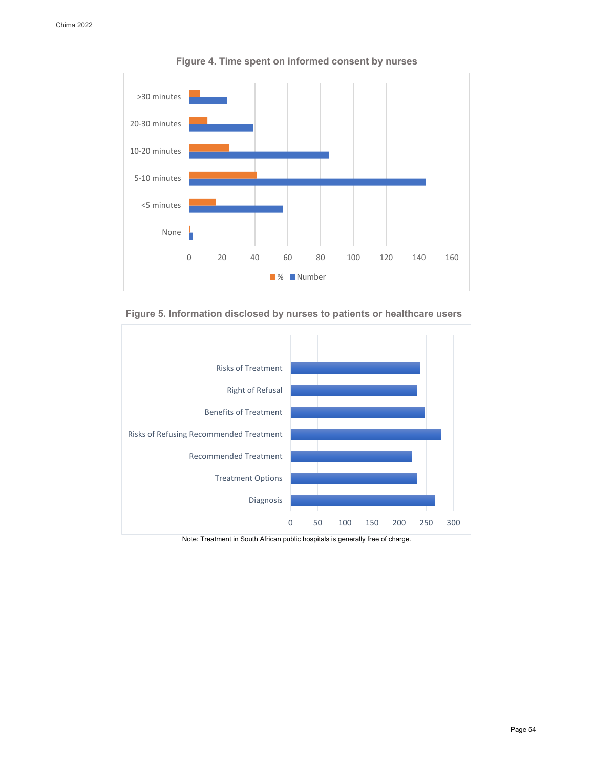**Figure 4. Time spent on informed consent by nurses**

**Figure 5. Information disclosed by nurses to patients or healthcare users**

Note: Treatment in South African public hospitals is generally free of charge.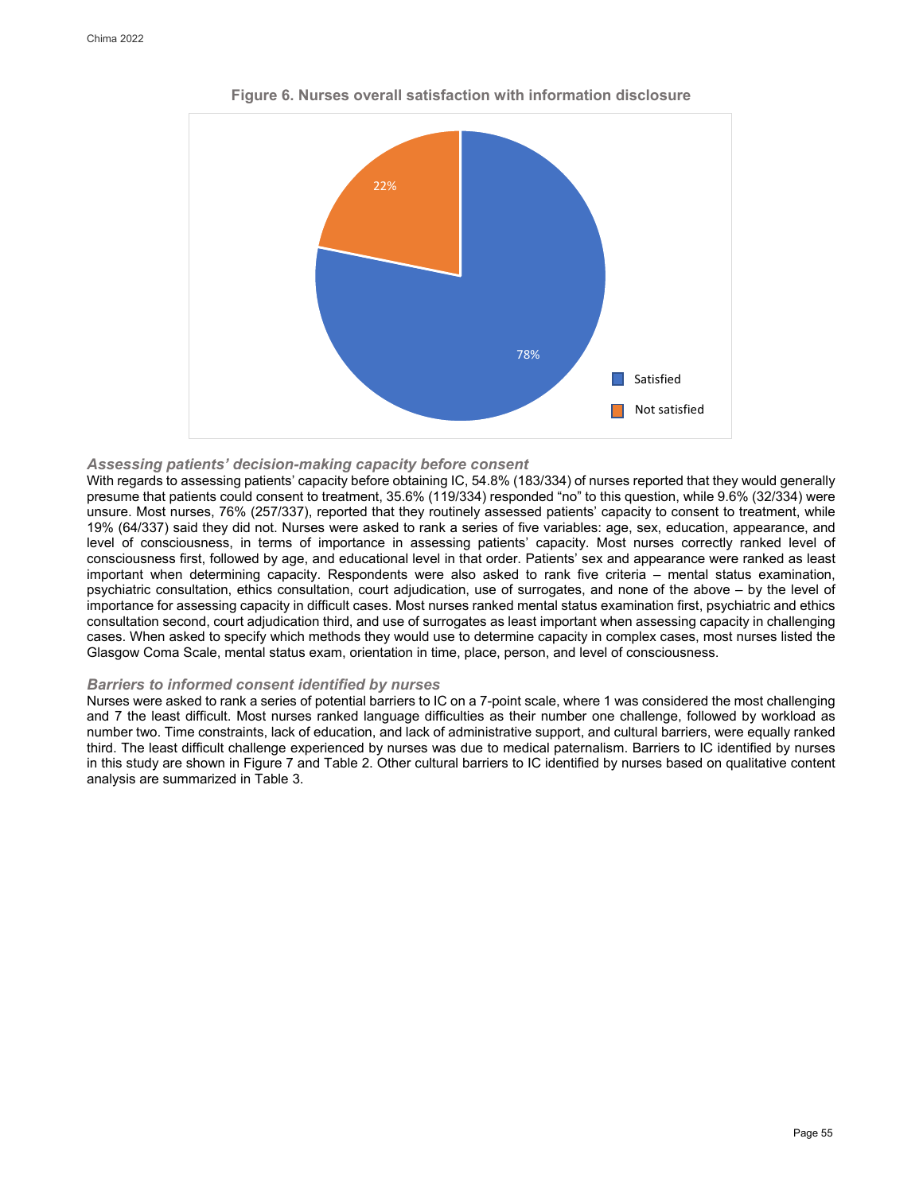**Figure 6. Nurses overall satisfaction with information disclosure**

| Response | Percentage |
| --- | --- |
| Satisfied | 78% |
| Not satisfied | 22% |

### *Assessing patients' decision-making capacity before consent*

With regards to assessing patients' capacity before obtaining IC, 54.8% (183/334) of nurses reported that they would generally presume that patients could consent to treatment, 35.6% (119/334) responded "no" to this question, while 9.6% (32/334) were unsure. Most nurses, 76% (257/337), reported that they routinely assessed patients' capacity to consent to treatment, while 19% (64/337) said they did not. Nurses were asked to rank a series of five variables: age, sex, education, appearance, and level of consciousness, in terms of importance in assessing patients' capacity. Most nurses correctly ranked level of consciousness first, followed by age, and educational level in that order. Patients' sex and appearance were ranked as least important when determining capacity. Respondents were also asked to rank five criteria – mental status examination, psychiatric consultation, ethics consultation, court adjudication, use of surrogates, and none of the above – by the level of importance for assessing capacity in difficult cases. Most nurses ranked mental status examination first, psychiatric and ethics consultation second, court adjudication third, and use of surrogates as least important when assessing capacity in challenging cases. When asked to specify which methods they would use to determine capacity in complex cases, most nurses listed the Glasgow Coma Scale, mental status exam, orientation in time, place, person, and level of consciousness.

### *Barriers to informed consent identified by nurses*

Nurses were asked to rank a series of potential barriers to IC on a 7-point scale, where 1 was considered the most challenging and 7 the least difficult. Most nurses ranked language difficulties as their number one challenge, followed by workload as number two. Time constraints, lack of education, and lack of administrative support, and cultural barriers, were equally ranked third. The least difficult challenge experienced by nurses was due to medical paternalism. Barriers to IC identified by nurses in this study are shown in Figure 7 and Table 2. Other cultural barriers to IC identified by nurses based on qualitative content analysis are summarized in Table 3.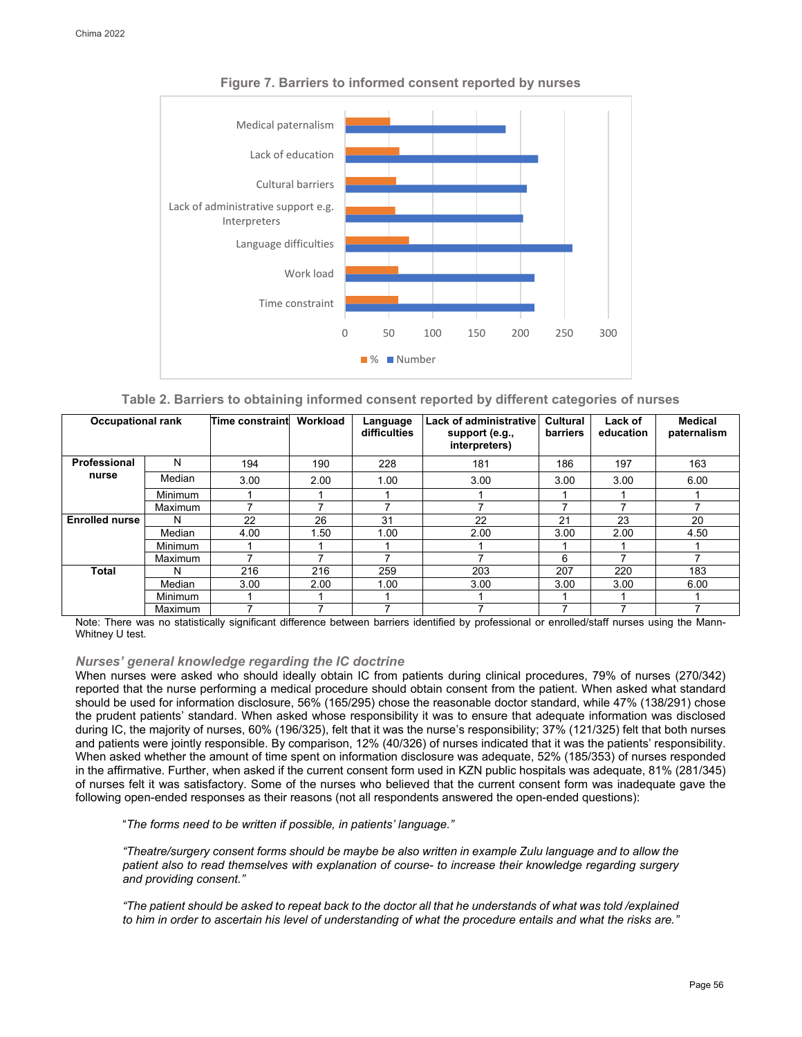**Figure 7. Barriers to informed consent reported by nurses**

**Table 2. Barriers to obtaining informed consent reported by different categories of nurses**

| Occupational rank | | Time constraint | Workload | Language difficulties | Lack of administrative support (e.g., interpreters) | Cultural barriers | Lack of education | Medical paternalism |
|---|---|---|---|---|---|---|---|---|
| **Professional nurse** | N | 194 | 190 | 228 | 181 | 186 | 197 | 163 |
| | Median | 3.00 | 2.00 | 1.00 | 3.00 | 3.00 | 3.00 | 6.00 |
| | Minimum | 1 | 1 | 1 | 1 | 1 | 1 | 1 |
| | Maximum | 7 | 7 | 7 | 7 | 7 | 7 | 7 |
| **Enrolled nurse** | N | 22 | 26 | 31 | 22 | 21 | 23 | 20 |
| | Median | 4.00 | 1.50 | 1.00 | 2.00 | 3.00 | 2.00 | 4.50 |
| | Minimum | 1 | 1 | 1 | 1 | 1 | 1 | 1 |
| | Maximum | 7 | 7 | 7 | 7 | 6 | 7 | 7 |
| **Total** | N | 216 | 216 | 259 | 203 | 207 | 220 | 183 |
| | Median | 3.00 | 2.00 | 1.00 | 3.00 | 3.00 | 3.00 | 6.00 |
| | Minimum | 1 | 1 | 1 | 1 | 1 | 1 | 1 |
| | Maximum | 7 | 7 | 7 | 7 | 7 | 7 | 7 |

Note: There was no statistically significant difference between barriers identified by professional or enrolled/staff nurses using the Mann-Whitney U test.

### *Nurses' general knowledge regarding the IC doctrine*

When nurses were asked who should ideally obtain IC from patients during clinical procedures, 79% of nurses (270/342) reported that the nurse performing a medical procedure should obtain consent from the patient. When asked what standard should be used for information disclosure, 56% (165/295) chose the reasonable doctor standard, while 47% (138/291) chose the prudent patients' standard. When asked whose responsibility it was to ensure that adequate information was disclosed during IC, the majority of nurses, 60% (196/325), felt that it was the nurse's responsibility; 37% (121/325) felt that both nurses and patients were jointly responsible. By comparison, 12% (40/326) of nurses indicated that it was the patients' responsibility. When asked whether the amount of time spent on information disclosure was adequate, 52% (185/353) of nurses responded in the affirmative. Further, when asked if the current consent form used in KZN public hospitals was adequate, 81% (281/345) of nurses felt it was satisfactory. Some of the nurses who believed that the current consent form was inadequate gave the following open-ended responses as their reasons (not all respondents answered the open-ended questions):

> "*The forms need to be written if possible, in patients' language."*

> *"Theatre/surgery consent forms should be maybe be also written in example Zulu language and to allow the patient also to read themselves with explanation of course- to increase their knowledge regarding surgery and providing consent."*

> *"The patient should be asked to repeat back to the doctor all that he understands of what was told /explained to him in order to ascertain his level of understanding of what the procedure entails and what the risks are."*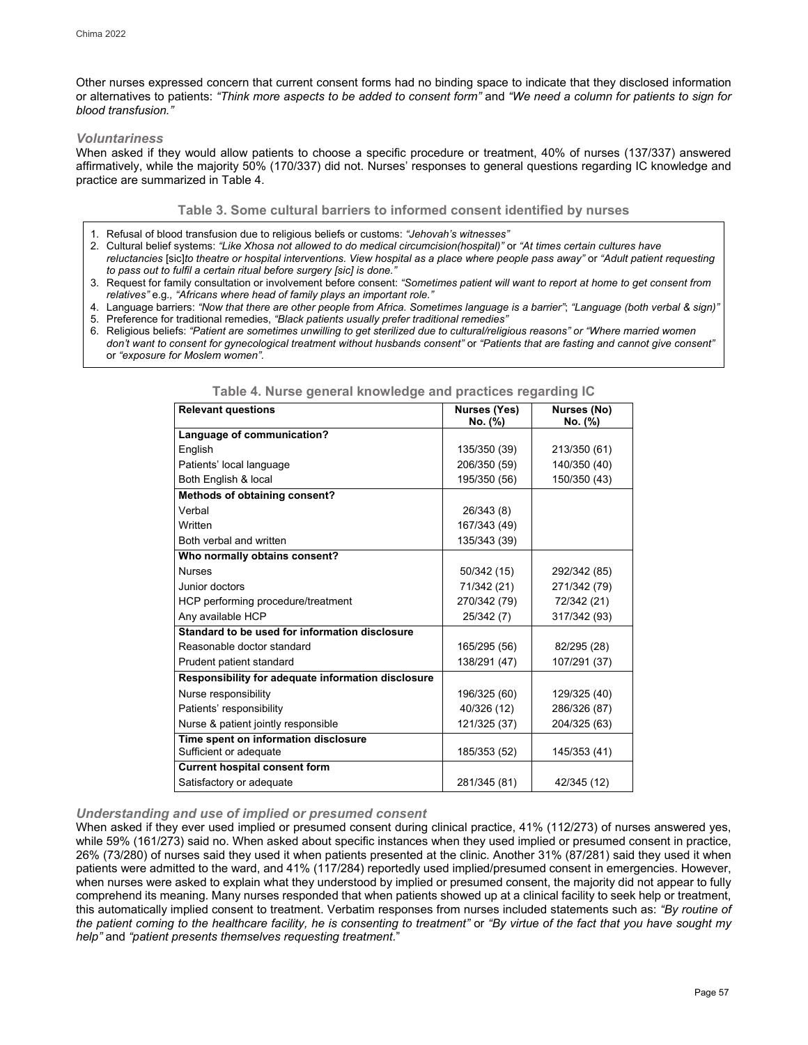Other nurses expressed concern that current consent forms had no binding space to indicate that they disclosed information or alternatives to patients: *"Think more aspects to be added to consent form"* and *"We need a column for patients to sign for blood transfusion."*

### *Voluntariness*

When asked if they would allow patients to choose a specific procedure or treatment, 40% of nurses (137/337) answered affirmatively, while the majority 50% (170/337) did not. Nurses' responses to general questions regarding IC knowledge and practice are summarized in Table 4.

**Table 3. Some cultural barriers to informed consent identified by nurses**

1. Refusal of blood transfusion due to religious beliefs or customs: *"Jehovah's witnesses"*
2. Cultural belief systems: *"Like Xhosa not allowed to do medical circumcision(hospital)"* or *"At times certain cultures have reluctancies* [sic]*to theatre or hospital interventions. View hospital as a place where people pass away"* or *"Adult patient requesting to pass out to fulfil a certain ritual before surgery [sic] is done."*
3. Request for family consultation or involvement before consent: *"Sometimes patient will want to report at home to get consent from relatives"* e.g., *"Africans where head of family plays an important role."*
4. Language barriers: *"Now that there are other people from Africa. Sometimes language is a barrier"*; *"Language (both verbal & sign)"*
5. Preference for traditional remedies, *"Black patients usually prefer traditional remedies"*
6. Religious beliefs: *"Patient are sometimes unwilling to get sterilized due to cultural/religious reasons" or "Where married women don't want to consent for gynecological treatment without husbands consent"* or *"Patients that are fasting and cannot give consent"* or *"exposure for Moslem women".*

**Table 4. Nurse general knowledge and practices regarding IC**

| Relevant questions | Nurses (Yes) No. (%) | Nurses (No) No. (%) |
|---|---|---|
| **Language of communication?** | | |
| English | 135/350 (39) | 213/350 (61) |
| Patients' local language | 206/350 (59) | 140/350 (40) |
| Both English & local | 195/350 (56) | 150/350 (43) |
| **Methods of obtaining consent?** | | |
| Verbal | 26/343 (8) | |
| Written | 167/343 (49) | |
| Both verbal and written | 135/343 (39) | |
| **Who normally obtains consent?** | | |
| Nurses | 50/342 (15) | 292/342 (85) |
| Junior doctors | 71/342 (21) | 271/342 (79) |
| HCP performing procedure/treatment | 270/342 (79) | 72/342 (21) |
| Any available HCP | 25/342 (7) | 317/342 (93) |
| **Standard to be used for information disclosure** | | |
| Reasonable doctor standard | 165/295 (56) | 82/295 (28) |
| Prudent patient standard | 138/291 (47) | 107/291 (37) |
| **Responsibility for adequate information disclosure** | | |
| Nurse responsibility | 196/325 (60) | 129/325 (40) |
| Patients' responsibility | 40/326 (12) | 286/326 (87) |
| Nurse & patient jointly responsible | 121/325 (37) | 204/325 (63) |
| **Time spent on information disclosure** | | |
| Sufficient or adequate | 185/353 (52) | 145/353 (41) |
| **Current hospital consent form** | | |
| Satisfactory or adequate | 281/345 (81) | 42/345 (12) |

### *Understanding and use of implied or presumed consent*

When asked if they ever used implied or presumed consent during clinical practice, 41% (112/273) of nurses answered yes, while 59% (161/273) said no. When asked about specific instances when they used implied or presumed consent in practice, 26% (73/280) of nurses said they used it when patients presented at the clinic. Another 31% (87/281) said they used it when patients were admitted to the ward, and 41% (117/284) reportedly used implied/presumed consent in emergencies. However, when nurses were asked to explain what they understood by implied or presumed consent, the majority did not appear to fully comprehend its meaning. Many nurses responded that when patients showed up at a clinical facility to seek help or treatment, this automatically implied consent to treatment. Verbatim responses from nurses included statements such as: *"By routine of the patient coming to the healthcare facility, he is consenting to treatment"* or *"By virtue of the fact that you have sought my help"* and *"patient presents themselves requesting treatment.*"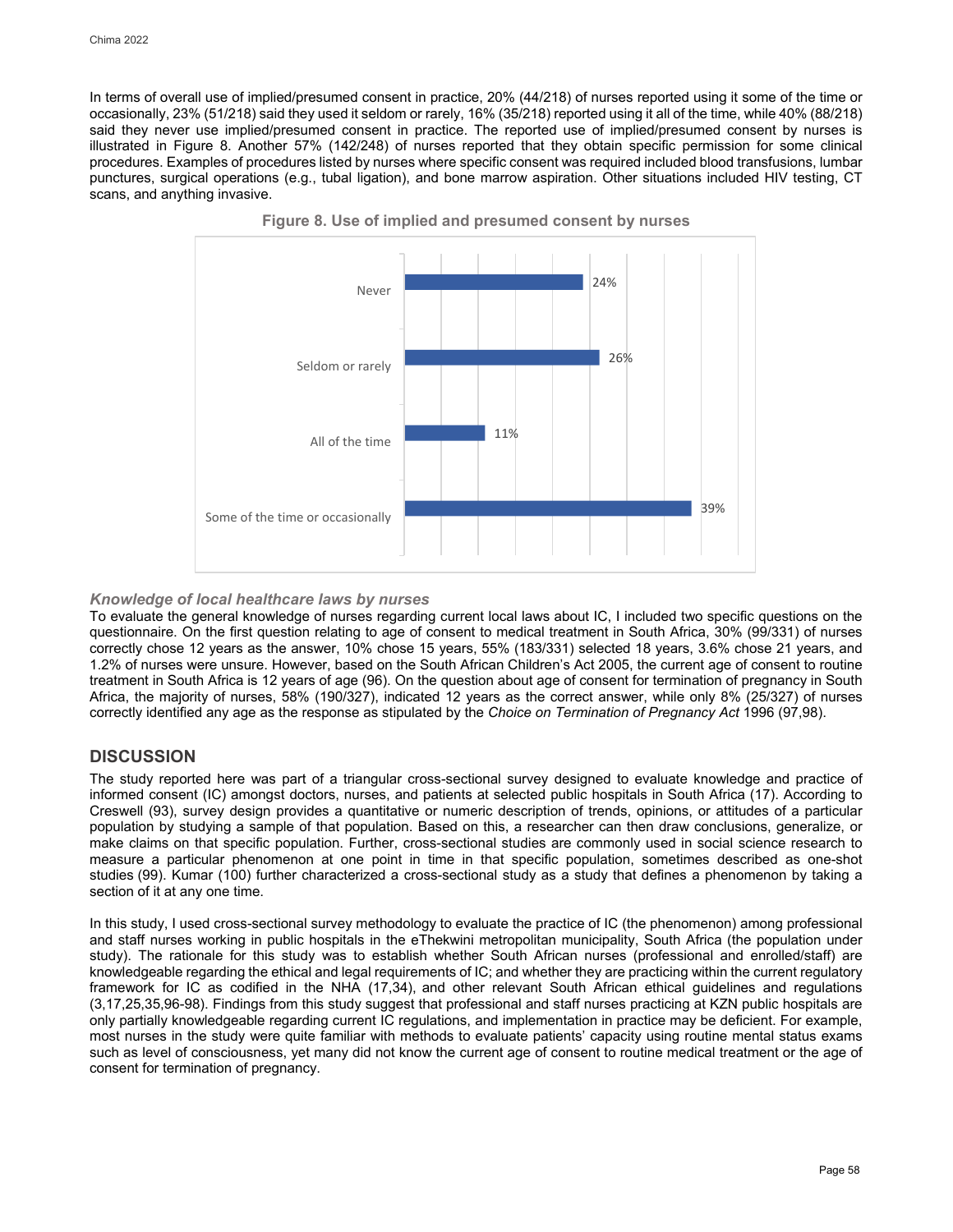In terms of overall use of implied/presumed consent in practice, 20% (44/218) of nurses reported using it some of the time or occasionally, 23% (51/218) said they used it seldom or rarely, 16% (35/218) reported using it all of the time, while 40% (88/218) said they never use implied/presumed consent in practice. The reported use of implied/presumed consent by nurses is illustrated in Figure 8. Another 57% (142/248) of nurses reported that they obtain specific permission for some clinical procedures. Examples of procedures listed by nurses where specific consent was required included blood transfusions, lumbar punctures, surgical operations (e.g., tubal ligation), and bone marrow aspiration. Other situations included HIV testing, CT scans, and anything invasive.

**Figure 8. Use of implied and presumed consent by nurses**

| Response | Percentage |
|---|---|
| Never | 24% |
| Seldom or rarely | 26% |
| All of the time | 11% |
| Some of the time or occasionally | 39% |

### *Knowledge of local healthcare laws by nurses*

To evaluate the general knowledge of nurses regarding current local laws about IC, I included two specific questions on the questionnaire. On the first question relating to age of consent to medical treatment in South Africa, 30% (99/331) of nurses correctly chose 12 years as the answer, 10% chose 15 years, 55% (183/331) selected 18 years, 3.6% chose 21 years, and 1.2% of nurses were unsure. However, based on the South African Children's Act 2005, the current age of consent to routine treatment in South Africa is 12 years of age (96). On the question about age of consent for termination of pregnancy in South Africa, the majority of nurses, 58% (190/327), indicated 12 years as the correct answer, while only 8% (25/327) of nurses correctly identified any age as the response as stipulated by the *Choice on Termination of Pregnancy Act* 1996 (97,98).

## DISCUSSION

The study reported here was part of a triangular cross-sectional survey designed to evaluate knowledge and practice of informed consent (IC) amongst doctors, nurses, and patients at selected public hospitals in South Africa (17). According to Creswell (93), survey design provides a quantitative or numeric description of trends, opinions, or attitudes of a particular population by studying a sample of that population. Based on this, a researcher can then draw conclusions, generalize, or make claims on that specific population. Further, cross-sectional studies are commonly used in social science research to measure a particular phenomenon at one point in time in that specific population, sometimes described as one-shot studies (99). Kumar (100) further characterized a cross-sectional study as a study that defines a phenomenon by taking a section of it at any one time.

In this study, I used cross-sectional survey methodology to evaluate the practice of IC (the phenomenon) among professional and staff nurses working in public hospitals in the eThekwini metropolitan municipality, South Africa (the population under study). The rationale for this study was to establish whether South African nurses (professional and enrolled/staff) are knowledgeable regarding the ethical and legal requirements of IC; and whether they are practicing within the current regulatory framework for IC as codified in the NHA (17,34), and other relevant South African ethical guidelines and regulations (3,17,25,35,96-98). Findings from this study suggest that professional and staff nurses practicing at KZN public hospitals are only partially knowledgeable regarding current IC regulations, and implementation in practice may be deficient. For example, most nurses in the study were quite familiar with methods to evaluate patients' capacity using routine mental status exams such as level of consciousness, yet many did not know the current age of consent to routine medical treatment or the age of consent for termination of pregnancy.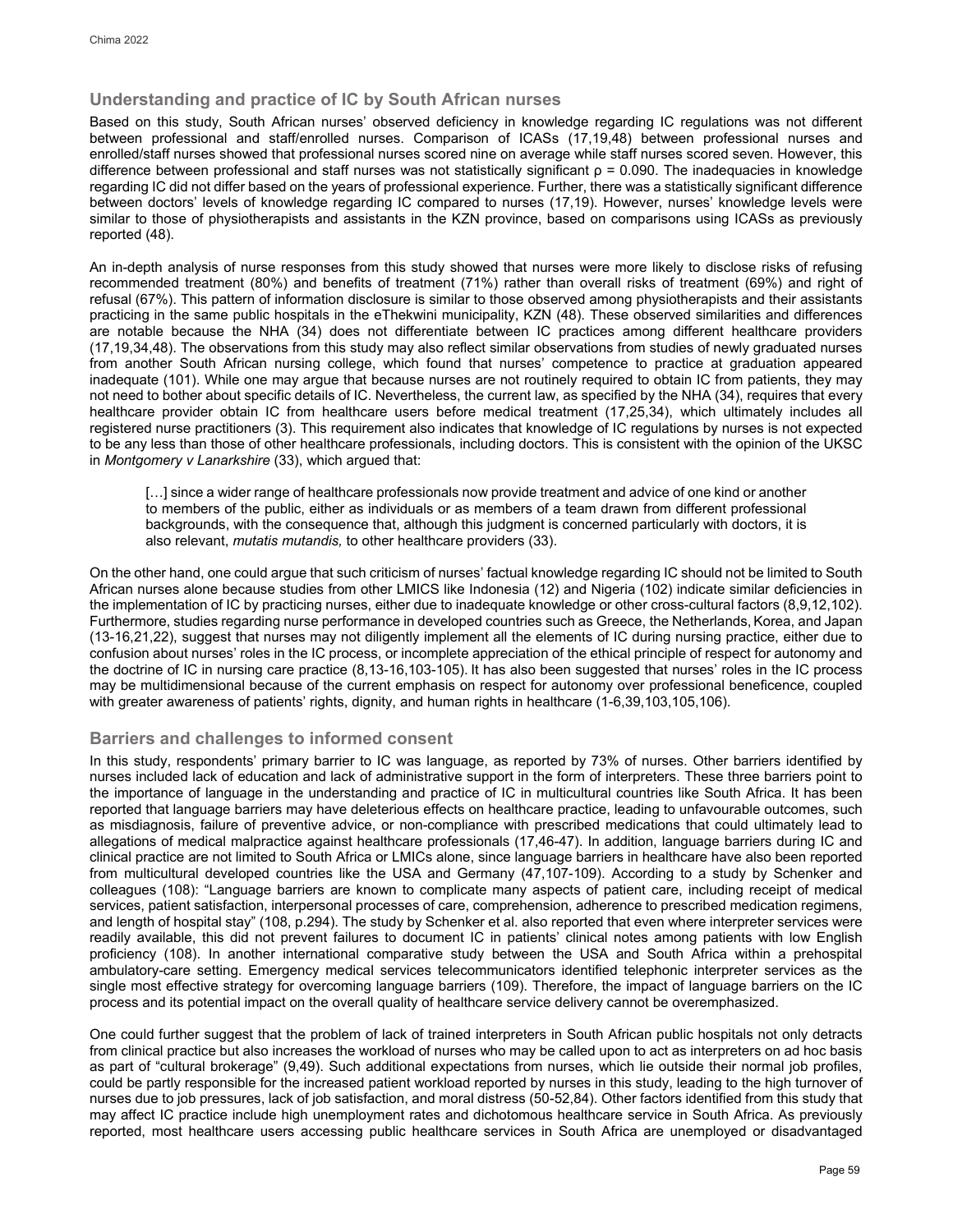## Understanding and practice of IC by South African nurses

Based on this study, South African nurses' observed deficiency in knowledge regarding IC regulations was not different between professional and staff/enrolled nurses. Comparison of ICASs (17,19,48) between professional nurses and enrolled/staff nurses showed that professional nurses scored nine on average while staff nurses scored seven. However, this difference between professional and staff nurses was not statistically significant $\rho = 0.090$. The inadequacies in knowledge regarding IC did not differ based on the years of professional experience. Further, there was a statistically significant difference between doctors' levels of knowledge regarding IC compared to nurses (17,19). However, nurses' knowledge levels were similar to those of physiotherapists and assistants in the KZN province, based on comparisons using ICASs as previously reported (48).

An in-depth analysis of nurse responses from this study showed that nurses were more likely to disclose risks of refusing recommended treatment (80%) and benefits of treatment (71%) rather than overall risks of treatment (69%) and right of refusal (67%). This pattern of information disclosure is similar to those observed among physiotherapists and their assistants practicing in the same public hospitals in the eThekwini municipality, KZN (48). These observed similarities and differences are notable because the NHA (34) does not differentiate between IC practices among different healthcare providers (17,19,34,48). The observations from this study may also reflect similar observations from studies of newly graduated nurses from another South African nursing college, which found that nurses' competence to practice at graduation appeared inadequate (101). While one may argue that because nurses are not routinely required to obtain IC from patients, they may not need to bother about specific details of IC. Nevertheless, the current law, as specified by the NHA (34), requires that every healthcare provider obtain IC from healthcare users before medical treatment (17,25,34), which ultimately includes all registered nurse practitioners (3). This requirement also indicates that knowledge of IC regulations by nurses is not expected to be any less than those of other healthcare professionals, including doctors. This is consistent with the opinion of the UKSC in *Montgomery v Lanarkshire* (33), which argued that:

> […] since a wider range of healthcare professionals now provide treatment and advice of one kind or another to members of the public, either as individuals or as members of a team drawn from different professional backgrounds, with the consequence that, although this judgment is concerned particularly with doctors, it is also relevant, *mutatis mutandis,* to other healthcare providers (33).

On the other hand, one could argue that such criticism of nurses' factual knowledge regarding IC should not be limited to South African nurses alone because studies from other LMICS like Indonesia (12) and Nigeria (102) indicate similar deficiencies in the implementation of IC by practicing nurses, either due to inadequate knowledge or other cross-cultural factors (8,9,12,102). Furthermore, studies regarding nurse performance in developed countries such as Greece, the Netherlands, Korea, and Japan (13-16,21,22), suggest that nurses may not diligently implement all the elements of IC during nursing practice, either due to confusion about nurses' roles in the IC process, or incomplete appreciation of the ethical principle of respect for autonomy and the doctrine of IC in nursing care practice (8,13-16,103-105). It has also been suggested that nurses' roles in the IC process may be multidimensional because of the current emphasis on respect for autonomy over professional beneficence, coupled with greater awareness of patients' rights, dignity, and human rights in healthcare (1-6,39,103,105,106).

## Barriers and challenges to informed consent

In this study, respondents' primary barrier to IC was language, as reported by 73% of nurses. Other barriers identified by nurses included lack of education and lack of administrative support in the form of interpreters. These three barriers point to the importance of language in the understanding and practice of IC in multicultural countries like South Africa. It has been reported that language barriers may have deleterious effects on healthcare practice, leading to unfavourable outcomes, such as misdiagnosis, failure of preventive advice, or non-compliance with prescribed medications that could ultimately lead to allegations of medical malpractice against healthcare professionals (17,46-47). In addition, language barriers during IC and clinical practice are not limited to South Africa or LMICs alone, since language barriers in healthcare have also been reported from multicultural developed countries like the USA and Germany (47,107-109). According to a study by Schenker and colleagues (108): "Language barriers are known to complicate many aspects of patient care, including receipt of medical services, patient satisfaction, interpersonal processes of care, comprehension, adherence to prescribed medication regimens, and length of hospital stay" (108, p.294). The study by Schenker et al. also reported that even where interpreter services were readily available, this did not prevent failures to document IC in patients' clinical notes among patients with low English proficiency (108). In another international comparative study between the USA and South Africa within a prehospital ambulatory-care setting. Emergency medical services telecommunicators identified telephonic interpreter services as the single most effective strategy for overcoming language barriers (109). Therefore, the impact of language barriers on the IC process and its potential impact on the overall quality of healthcare service delivery cannot be overemphasized.

One could further suggest that the problem of lack of trained interpreters in South African public hospitals not only detracts from clinical practice but also increases the workload of nurses who may be called upon to act as interpreters on ad hoc basis as part of "cultural brokerage" (9,49). Such additional expectations from nurses, which lie outside their normal job profiles, could be partly responsible for the increased patient workload reported by nurses in this study, leading to the high turnover of nurses due to job pressures, lack of job satisfaction, and moral distress (50-52,84). Other factors identified from this study that may affect IC practice include high unemployment rates and dichotomous healthcare service in South Africa. As previously reported, most healthcare users accessing public healthcare services in South Africa are unemployed or disadvantaged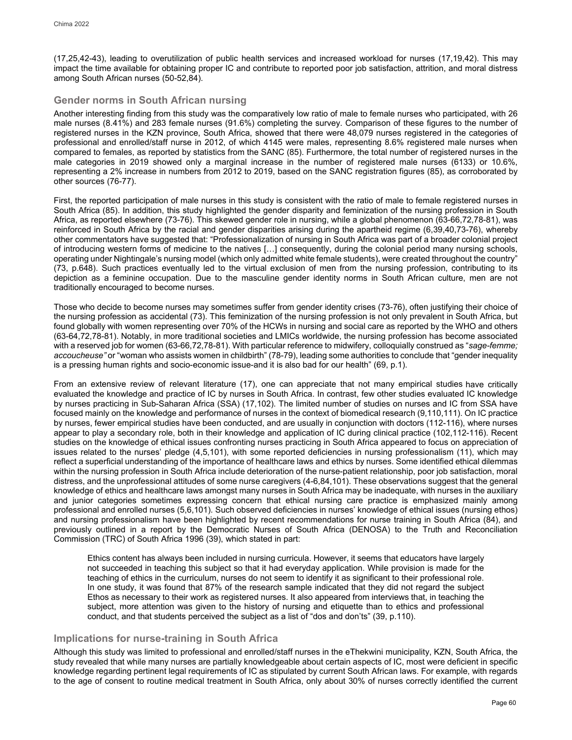(17,25,42-43), leading to overutilization of public health services and increased workload for nurses (17,19,42). This may impact the time available for obtaining proper IC and contribute to reported poor job satisfaction, attrition, and moral distress among South African nurses (50-52,84).

## Gender norms in South African nursing

Another interesting finding from this study was the comparatively low ratio of male to female nurses who participated, with 26 male nurses (8.41%) and 283 female nurses (91.6%) completing the survey. Comparison of these figures to the number of registered nurses in the KZN province, South Africa, showed that there were 48,079 nurses registered in the categories of professional and enrolled/staff nurse in 2012, of which 4145 were males, representing 8.6% registered male nurses when compared to females, as reported by statistics from the SANC (85). Furthermore, the total number of registered nurses in the male categories in 2019 showed only a marginal increase in the number of registered male nurses (6133) or 10.6%, representing a 2% increase in numbers from 2012 to 2019, based on the SANC registration figures (85), as corroborated by other sources (76-77).

First, the reported participation of male nurses in this study is consistent with the ratio of male to female registered nurses in South Africa (85). In addition, this study highlighted the gender disparity and feminization of the nursing profession in South Africa, as reported elsewhere (73-76). This skewed gender role in nursing, while a global phenomenon (63-66,72,78-81), was reinforced in South Africa by the racial and gender disparities arising during the apartheid regime (6,39,40,73-76), whereby other commentators have suggested that: "Professionalization of nursing in South Africa was part of a broader colonial project of introducing western forms of medicine to the natives […] consequently, during the colonial period many nursing schools, operating under Nightingale's nursing model (which only admitted white female students), were created throughout the country" (73, p.648). Such practices eventually led to the virtual exclusion of men from the nursing profession, contributing to its depiction as a feminine occupation. Due to the masculine gender identity norms in South African culture, men are not traditionally encouraged to become nurses.

Those who decide to become nurses may sometimes suffer from gender identity crises (73-76), often justifying their choice of the nursing profession as accidental (73). This feminization of the nursing profession is not only prevalent in South Africa, but found globally with women representing over 70% of the HCWs in nursing and social care as reported by the WHO and others (63-64,72,78-81). Notably, in more traditional societies and LMICs worldwide, the nursing profession has become associated with a reserved job for women (63-66,72,78-81). With particular reference to midwifery, colloquially construed as "*sage-femme; accoucheuse"* or "woman who assists women in childbirth" (78-79), leading some authorities to conclude that "gender inequality is a pressing human rights and socio-economic issue-and it is also bad for our health" (69, p.1).

From an extensive review of relevant literature (17), one can appreciate that not many empirical studies have critically evaluated the knowledge and practice of IC by nurses in South Africa. In contrast, few other studies evaluated IC knowledge by nurses practicing in Sub-Saharan Africa (SSA) (17,102). The limited number of studies on nurses and IC from SSA have focused mainly on the knowledge and performance of nurses in the context of biomedical research (9,110,111). On IC practice by nurses, fewer empirical studies have been conducted, and are usually in conjunction with doctors (112-116), where nurses appear to play a secondary role, both in their knowledge and application of IC during clinical practice (102,112-116). Recent studies on the knowledge of ethical issues confronting nurses practicing in South Africa appeared to focus on appreciation of issues related to the nurses' pledge (4,5,101), with some reported deficiencies in nursing professionalism (11), which may reflect a superficial understanding of the importance of healthcare laws and ethics by nurses. Some identified ethical dilemmas within the nursing profession in South Africa include deterioration of the nurse-patient relationship, poor job satisfaction, moral distress, and the unprofessional attitudes of some nurse caregivers (4-6,84,101). These observations suggest that the general knowledge of ethics and healthcare laws amongst many nurses in South Africa may be inadequate, with nurses in the auxiliary and junior categories sometimes expressing concern that ethical nursing care practice is emphasized mainly among professional and enrolled nurses (5,6,101). Such observed deficiencies in nurses' knowledge of ethical issues (nursing ethos) and nursing professionalism have been highlighted by recent recommendations for nurse training in South Africa (84), and previously outlined in a report by the Democratic Nurses of South Africa (DENOSA) to the Truth and Reconciliation Commission (TRC) of South Africa 1996 (39), which stated in part:

> Ethics content has always been included in nursing curricula. However, it seems that educators have largely not succeeded in teaching this subject so that it had everyday application. While provision is made for the teaching of ethics in the curriculum, nurses do not seem to identify it as significant to their professional role. In one study, it was found that 87% of the research sample indicated that they did not regard the subject Ethos as necessary to their work as registered nurses. It also appeared from interviews that, in teaching the subject, more attention was given to the history of nursing and etiquette than to ethics and professional conduct, and that students perceived the subject as a list of "dos and don'ts" (39, p.110).

## Implications for nurse-training in South Africa

Although this study was limited to professional and enrolled/staff nurses in the eThekwini municipality, KZN, South Africa, the study revealed that while many nurses are partially knowledgeable about certain aspects of IC, most were deficient in specific knowledge regarding pertinent legal requirements of IC as stipulated by current South African laws. For example, with regards to the age of consent to routine medical treatment in South Africa, only about 30% of nurses correctly identified the current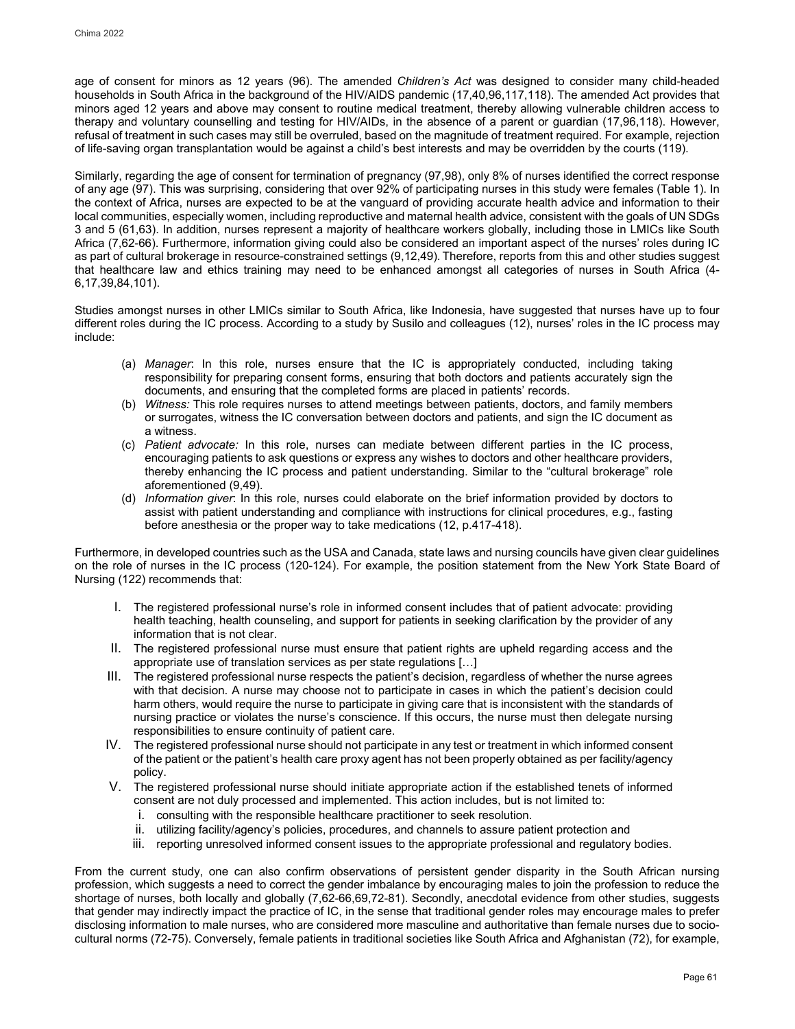age of consent for minors as 12 years (96). The amended *Children's Act* was designed to consider many child-headed households in South Africa in the background of the HIV/AIDS pandemic (17,40,96,117,118). The amended Act provides that minors aged 12 years and above may consent to routine medical treatment, thereby allowing vulnerable children access to therapy and voluntary counselling and testing for HIV/AIDs, in the absence of a parent or guardian (17,96,118). However, refusal of treatment in such cases may still be overruled, based on the magnitude of treatment required. For example, rejection of life-saving organ transplantation would be against a child's best interests and may be overridden by the courts (119).

Similarly, regarding the age of consent for termination of pregnancy (97,98), only 8% of nurses identified the correct response of any age (97). This was surprising, considering that over 92% of participating nurses in this study were females (Table 1). In the context of Africa, nurses are expected to be at the vanguard of providing accurate health advice and information to their local communities, especially women, including reproductive and maternal health advice, consistent with the goals of UN SDGs 3 and 5 (61,63). In addition, nurses represent a majority of healthcare workers globally, including those in LMICs like South Africa (7,62-66). Furthermore, information giving could also be considered an important aspect of the nurses' roles during IC as part of cultural brokerage in resource-constrained settings (9,12,49). Therefore, reports from this and other studies suggest that healthcare law and ethics training may need to be enhanced amongst all categories of nurses in South Africa (4-6,17,39,84,101).

Studies amongst nurses in other LMICs similar to South Africa, like Indonesia, have suggested that nurses have up to four different roles during the IC process. According to a study by Susilo and colleagues (12), nurses' roles in the IC process may include:

(a) *Manager*: In this role, nurses ensure that the IC is appropriately conducted, including taking responsibility for preparing consent forms, ensuring that both doctors and patients accurately sign the documents, and ensuring that the completed forms are placed in patients' records.

(b) *Witness:* This role requires nurses to attend meetings between patients, doctors, and family members or surrogates, witness the IC conversation between doctors and patients, and sign the IC document as a witness.

(c) *Patient advocate:* In this role, nurses can mediate between different parties in the IC process, encouraging patients to ask questions or express any wishes to doctors and other healthcare providers, thereby enhancing the IC process and patient understanding. Similar to the "cultural brokerage" role aforementioned (9,49).

(d) *Information giver*: In this role, nurses could elaborate on the brief information provided by doctors to assist with patient understanding and compliance with instructions for clinical procedures, e.g., fasting before anesthesia or the proper way to take medications (12, p.417-418).

Furthermore, in developed countries such as the USA and Canada, state laws and nursing councils have given clear guidelines on the role of nurses in the IC process (120-124). For example, the position statement from the New York State Board of Nursing (122) recommends that:

I. The registered professional nurse's role in informed consent includes that of patient advocate: providing health teaching, health counseling, and support for patients in seeking clarification by the provider of any information that is not clear.

II. The registered professional nurse must ensure that patient rights are upheld regarding access and the appropriate use of translation services as per state regulations […]

III. The registered professional nurse respects the patient's decision, regardless of whether the nurse agrees with that decision. A nurse may choose not to participate in cases in which the patient's decision could harm others, would require the nurse to participate in giving care that is inconsistent with the standards of nursing practice or violates the nurse's conscience. If this occurs, the nurse must then delegate nursing responsibilities to ensure continuity of patient care.

IV. The registered professional nurse should not participate in any test or treatment in which informed consent of the patient or the patient's health care proxy agent has not been properly obtained as per facility/agency policy.

V. The registered professional nurse should initiate appropriate action if the established tenets of informed consent are not duly processed and implemented. This action includes, but is not limited to:
   i. consulting with the responsible healthcare practitioner to seek resolution.
   ii. utilizing facility/agency's policies, procedures, and channels to assure patient protection and
   iii. reporting unresolved informed consent issues to the appropriate professional and regulatory bodies.

From the current study, one can also confirm observations of persistent gender disparity in the South African nursing profession, which suggests a need to correct the gender imbalance by encouraging males to join the profession to reduce the shortage of nurses, both locally and globally (7,62-66,69,72-81). Secondly, anecdotal evidence from other studies, suggests that gender may indirectly impact the practice of IC, in the sense that traditional gender roles may encourage males to prefer disclosing information to male nurses, who are considered more masculine and authoritative than female nurses due to socio-cultural norms (72-75). Conversely, female patients in traditional societies like South Africa and Afghanistan (72), for example,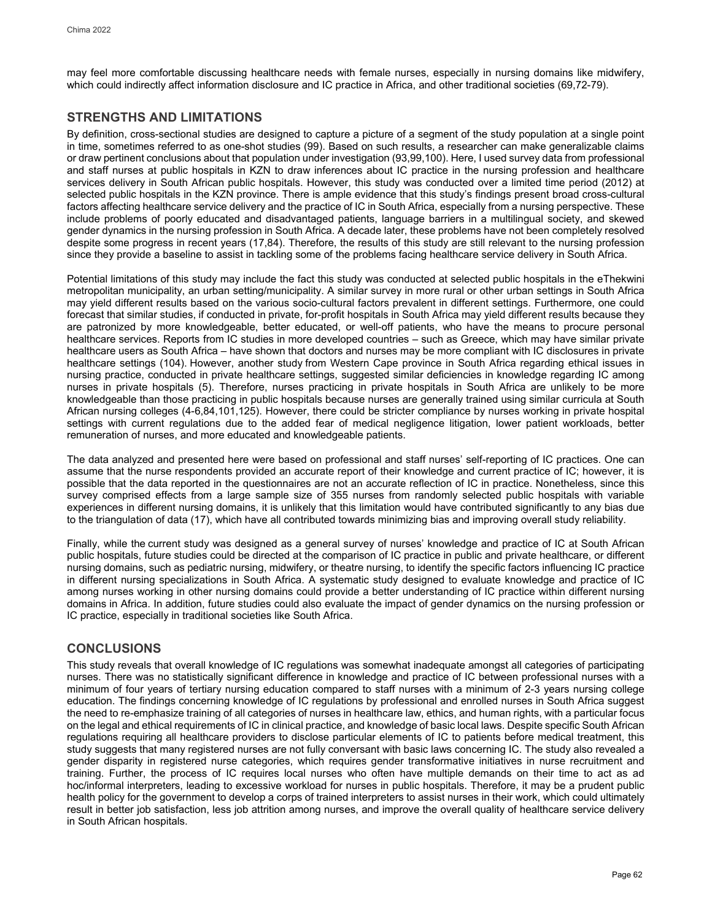may feel more comfortable discussing healthcare needs with female nurses, especially in nursing domains like midwifery, which could indirectly affect information disclosure and IC practice in Africa, and other traditional societies (69,72-79).

## STRENGTHS AND LIMITATIONS

By definition, cross-sectional studies are designed to capture a picture of a segment of the study population at a single point in time, sometimes referred to as one-shot studies (99). Based on such results, a researcher can make generalizable claims or draw pertinent conclusions about that population under investigation (93,99,100). Here, I used survey data from professional and staff nurses at public hospitals in KZN to draw inferences about IC practice in the nursing profession and healthcare services delivery in South African public hospitals. However, this study was conducted over a limited time period (2012) at selected public hospitals in the KZN province. There is ample evidence that this study's findings present broad cross-cultural factors affecting healthcare service delivery and the practice of IC in South Africa, especially from a nursing perspective. These include problems of poorly educated and disadvantaged patients, language barriers in a multilingual society, and skewed gender dynamics in the nursing profession in South Africa. A decade later, these problems have not been completely resolved despite some progress in recent years (17,84). Therefore, the results of this study are still relevant to the nursing profession since they provide a baseline to assist in tackling some of the problems facing healthcare service delivery in South Africa.

Potential limitations of this study may include the fact this study was conducted at selected public hospitals in the eThekwini metropolitan municipality, an urban setting/municipality. A similar survey in more rural or other urban settings in South Africa may yield different results based on the various socio-cultural factors prevalent in different settings. Furthermore, one could forecast that similar studies, if conducted in private, for-profit hospitals in South Africa may yield different results because they are patronized by more knowledgeable, better educated, or well-off patients, who have the means to procure personal healthcare services. Reports from IC studies in more developed countries – such as Greece, which may have similar private healthcare users as South Africa – have shown that doctors and nurses may be more compliant with IC disclosures in private healthcare settings (104). However, another study from Western Cape province in South Africa regarding ethical issues in nursing practice, conducted in private healthcare settings, suggested similar deficiencies in knowledge regarding IC among nurses in private hospitals (5). Therefore, nurses practicing in private hospitals in South Africa are unlikely to be more knowledgeable than those practicing in public hospitals because nurses are generally trained using similar curricula at South African nursing colleges (4-6,84,101,125). However, there could be stricter compliance by nurses working in private hospital settings with current regulations due to the added fear of medical negligence litigation, lower patient workloads, better remuneration of nurses, and more educated and knowledgeable patients.

The data analyzed and presented here were based on professional and staff nurses' self-reporting of IC practices. One can assume that the nurse respondents provided an accurate report of their knowledge and current practice of IC; however, it is possible that the data reported in the questionnaires are not an accurate reflection of IC in practice. Nonetheless, since this survey comprised effects from a large sample size of 355 nurses from randomly selected public hospitals with variable experiences in different nursing domains, it is unlikely that this limitation would have contributed significantly to any bias due to the triangulation of data (17), which have all contributed towards minimizing bias and improving overall study reliability.

Finally, while the current study was designed as a general survey of nurses' knowledge and practice of IC at South African public hospitals, future studies could be directed at the comparison of IC practice in public and private healthcare, or different nursing domains, such as pediatric nursing, midwifery, or theatre nursing, to identify the specific factors influencing IC practice in different nursing specializations in South Africa. A systematic study designed to evaluate knowledge and practice of IC among nurses working in other nursing domains could provide a better understanding of IC practice within different nursing domains in Africa. In addition, future studies could also evaluate the impact of gender dynamics on the nursing profession or IC practice, especially in traditional societies like South Africa.

## CONCLUSIONS

This study reveals that overall knowledge of IC regulations was somewhat inadequate amongst all categories of participating nurses. There was no statistically significant difference in knowledge and practice of IC between professional nurses with a minimum of four years of tertiary nursing education compared to staff nurses with a minimum of 2-3 years nursing college education. The findings concerning knowledge of IC regulations by professional and enrolled nurses in South Africa suggest the need to re-emphasize training of all categories of nurses in healthcare law, ethics, and human rights, with a particular focus on the legal and ethical requirements of IC in clinical practice, and knowledge of basic local laws. Despite specific South African regulations requiring all healthcare providers to disclose particular elements of IC to patients before medical treatment, this study suggests that many registered nurses are not fully conversant with basic laws concerning IC. The study also revealed a gender disparity in registered nurse categories, which requires gender transformative initiatives in nurse recruitment and training. Further, the process of IC requires local nurses who often have multiple demands on their time to act as ad hoc/informal interpreters, leading to excessive workload for nurses in public hospitals. Therefore, it may be a prudent public health policy for the government to develop a corps of trained interpreters to assist nurses in their work, which could ultimately result in better job satisfaction, less job attrition among nurses, and improve the overall quality of healthcare service delivery in South African hospitals.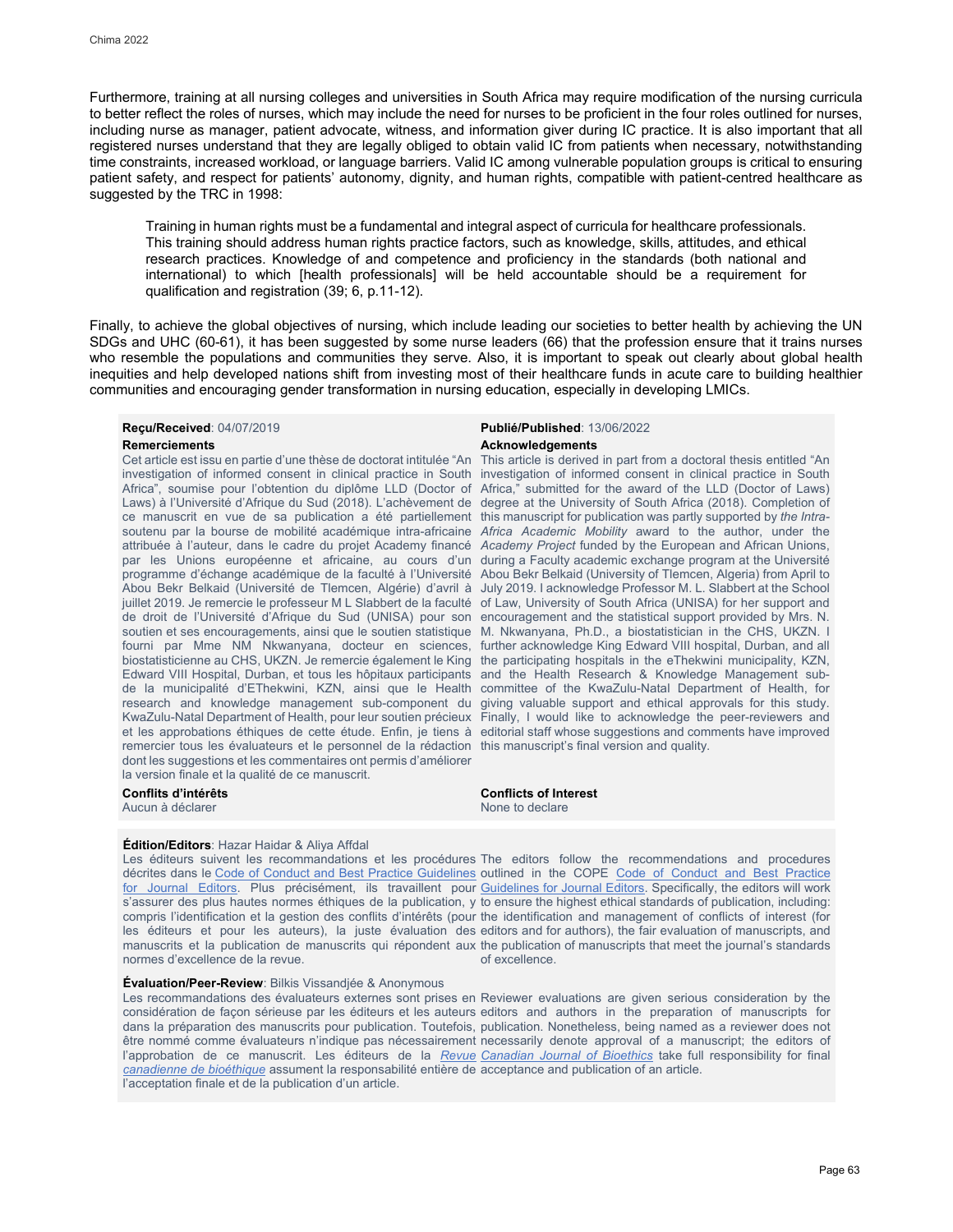Furthermore, training at all nursing colleges and universities in South Africa may require modification of the nursing curricula to better reflect the roles of nurses, which may include the need for nurses to be proficient in the four roles outlined for nurses, including nurse as manager, patient advocate, witness, and information giver during IC practice. It is also important that all registered nurses understand that they are legally obliged to obtain valid IC from patients when necessary, notwithstanding time constraints, increased workload, or language barriers. Valid IC among vulnerable population groups is critical to ensuring patient safety, and respect for patients' autonomy, dignity, and human rights, compatible with patient-centred healthcare as suggested by the TRC in 1998:

> Training in human rights must be a fundamental and integral aspect of curricula for healthcare professionals. This training should address human rights practice factors, such as knowledge, skills, attitudes, and ethical research practices. Knowledge of and competence and proficiency in the standards (both national and international) to which [health professionals] will be held accountable should be a requirement for qualification and registration (39; 6, p.11-12).

Finally, to achieve the global objectives of nursing, which include leading our societies to better health by achieving the UN SDGs and UHC (60-61), it has been suggested by some nurse leaders (66) that the profession ensure that it trains nurses who resemble the populations and communities they serve. Also, it is important to speak out clearly about global health inequities and help developed nations shift from investing most of their healthcare funds in acute care to building healthier communities and encouraging gender transformation in nursing education, especially in developing LMICs.

**Reçu/Received**: 04/07/2019

**Publié/Published**: 13/06/2022

**Remerciements**

Cet article est issu en partie d'une thèse de doctorat intitulée "An investigation of informed consent in clinical practice in South Africa", soumise pour l'obtention du diplôme LLD (Doctor of Laws) à l'Université d'Afrique du Sud (2018). L'achèvement de ce manuscrit en vue de sa publication a été partiellement soutenu par la bourse de mobilité académique intra-africaine attribuée à l'auteur, dans le cadre du projet Academy financé par les Unions européenne et africaine, au cours d'un programme d'échange académique de la faculté à l'Université Abou Bekr Belkaid (Université de Tlemcen, Algérie) d'avril à juillet 2019. Je remercie le professeur M L Slabbert de la faculté de droit de l'Université d'Afrique du Sud (UNISA) pour son soutien et ses encouragements, ainsi que le soutien statistique fourni par Mme NM Nkwanyana, docteur en sciences, biostatisticienne au CHS, UKZN. Je remercie également le King Edward VIII Hospital, Durban, et tous les hôpitaux participants de la municipalité d'EThekwini, KZN, ainsi que le Health research and knowledge management sub-component du KwaZulu-Natal Department of Health, pour leur soutien précieux et les approbations éthiques de cette étude. Enfin, je tiens à remercier tous les évaluateurs et le personnel de la rédaction dont les suggestions et les commentaires ont permis d'améliorer la version finale et la qualité de ce manuscrit.

**Acknowledgements**

This article is derived in part from a doctoral thesis entitled "An investigation of informed consent in clinical practice in South Africa," submitted for the award of the LLD (Doctor of Laws) degree at the University of South Africa (2018). Completion of this manuscript for publication was partly supported by *the Intra-Africa Academic Mobility* award to the author, under the *Academy Project* funded by the European and African Unions, during a Faculty academic exchange program at the Université Abou Bekr Belkaid (University of Tlemcen, Algeria) from April to July 2019. I acknowledge Professor M. L. Slabbert at the School of Law, University of South Africa (UNISA) for her support and encouragement and the statistical support provided by Mrs. N. M. Nkwanyana, Ph.D., a biostatistician in the CHS, UKZN. I further acknowledge King Edward VIII hospital, Durban, and all the participating hospitals in the eThekwini municipality, KZN, and the Health Research & Knowledge Management sub-committee of the KwaZulu-Natal Department of Health, for giving valuable support and ethical approvals for this study. Finally, I would like to acknowledge the peer-reviewers and editorial staff whose suggestions and comments have improved this manuscript's final version and quality.

**Conflits d'intérêts**

Aucun à déclarer

**Conflicts of Interest**

None to declare

**Édition/Editors**: Hazar Haidar & Aliya Affdal

Les éditeurs suivent les recommandations et les procédures décrites dans le Code of Conduct and Best Practice Guidelines for Journal Editors. Plus précisément, ils travaillent pour s'assurer des plus hautes normes éthiques de la publication, y compris l'identification et la gestion des conflits d'intérêts (pour les éditeurs et pour les auteurs), la juste évaluation des manuscrits et la publication de manuscrits qui répondent aux normes d'excellence de la revue.

The editors follow the recommendations and procedures outlined in the COPE Code of Conduct and Best Practice Guidelines for Journal Editors. Specifically, the editors will work to ensure the highest ethical standards of publication, including: the identification and management of conflicts of interest (for editors and for authors), the fair evaluation of manuscripts, and the publication of manuscripts that meet the journal's standards of excellence.

**Évaluation/Peer-Review**: Bilkis Vissandjée & Anonymous

Les recommandations des évaluateurs externes sont prises en considération de façon sérieuse par les éditeurs et les auteurs dans la préparation des manuscrits pour publication. Toutefois, être nommé comme évaluateurs n'indique pas nécessairement l'approbation de ce manuscrit. Les éditeurs de la *Revue canadienne de bioéthique* assument la responsabilité entière de l'acceptation finale et de la publication d'un article.

Reviewer evaluations are given serious consideration by the editors and authors in the preparation of manuscripts for publication. Nonetheless, being named as a reviewer does not necessarily denote approval of a manuscript; the editors of *Canadian Journal of Bioethics* take full responsibility for final acceptance and publication of an article.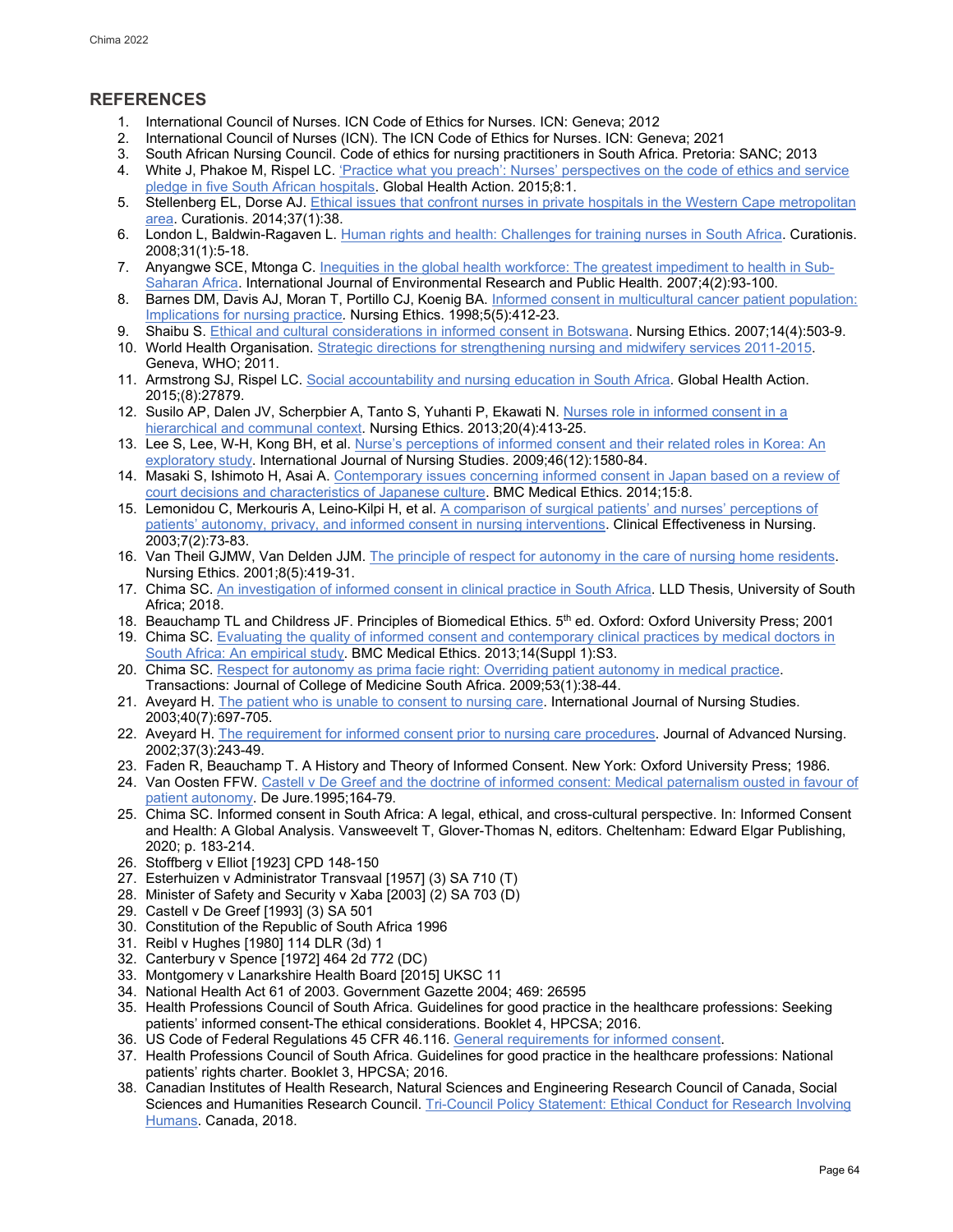## REFERENCES

1. International Council of Nurses. ICN Code of Ethics for Nurses. ICN: Geneva; 2012
2. International Council of Nurses (ICN). The ICN Code of Ethics for Nurses. ICN: Geneva; 2021
3. South African Nursing Council. Code of ethics for nursing practitioners in South Africa. Pretoria: SANC; 2013
4. White J, Phakoe M, Rispel LC. 'Practice what you preach': Nurses' perspectives on the code of ethics and service pledge in five South African hospitals. Global Health Action. 2015;8:1.
5. Stellenberg EL, Dorse AJ. Ethical issues that confront nurses in private hospitals in the Western Cape metropolitan area. Curationis. 2014;37(1):38.
6. London L, Baldwin-Ragaven L. Human rights and health: Challenges for training nurses in South Africa. Curationis. 2008;31(1):5-18.
7. Anyangwe SCE, Mtonga C. Inequities in the global health workforce: The greatest impediment to health in Sub-Saharan Africa. International Journal of Environmental Research and Public Health. 2007;4(2):93-100.
8. Barnes DM, Davis AJ, Moran T, Portillo CJ, Koenig BA. Informed consent in multicultural cancer patient population: Implications for nursing practice. Nursing Ethics. 1998;5(5):412-23.
9. Shaibu S. Ethical and cultural considerations in informed consent in Botswana. Nursing Ethics. 2007;14(4):503-9.
10. World Health Organisation. Strategic directions for strengthening nursing and midwifery services 2011-2015. Geneva, WHO; 2011.
11. Armstrong SJ, Rispel LC. Social accountability and nursing education in South Africa. Global Health Action. 2015;(8):27879.
12. Susilo AP, Dalen JV, Scherpbier A, Tanto S, Yuhanti P, Ekawati N. Nurses role in informed consent in a hierarchical and communal context. Nursing Ethics. 2013;20(4):413-25.
13. Lee S, Lee, W-H, Kong BH, et al. Nurse's perceptions of informed consent and their related roles in Korea: An exploratory study. International Journal of Nursing Studies. 2009;46(12):1580-84.
14. Masaki S, Ishimoto H, Asai A. Contemporary issues concerning informed consent in Japan based on a review of court decisions and characteristics of Japanese culture. BMC Medical Ethics. 2014;15:8.
15. Lemonidou C, Merkouris A, Leino-Kilpi H, et al. A comparison of surgical patients' and nurses' perceptions of patients' autonomy, privacy, and informed consent in nursing interventions. Clinical Effectiveness in Nursing. 2003;7(2):73-83.
16. Van Theil GJMW, Van Delden JJM. The principle of respect for autonomy in the care of nursing home residents. Nursing Ethics. 2001;8(5):419-31.
17. Chima SC. An investigation of informed consent in clinical practice in South Africa. LLD Thesis, University of South Africa; 2018.
18. Beauchamp TL and Childress JF. Principles of Biomedical Ethics. 5th ed. Oxford: Oxford University Press; 2001
19. Chima SC. Evaluating the quality of informed consent and contemporary clinical practices by medical doctors in South Africa: An empirical study. BMC Medical Ethics. 2013;14(Suppl 1):S3.
20. Chima SC. Respect for autonomy as prima facie right: Overriding patient autonomy in medical practice. Transactions: Journal of College of Medicine South Africa. 2009;53(1):38-44.
21. Aveyard H. The patient who is unable to consent to nursing care. International Journal of Nursing Studies. 2003;40(7):697-705.
22. Aveyard H. The requirement for informed consent prior to nursing care procedures. Journal of Advanced Nursing. 2002;37(3):243-49.
23. Faden R, Beauchamp T. A History and Theory of Informed Consent. New York: Oxford University Press; 1986.
24. Van Oosten FFW. Castell v De Greef and the doctrine of informed consent: Medical paternalism ousted in favour of patient autonomy. De Jure.1995;164-79.
25. Chima SC. Informed consent in South Africa: A legal, ethical, and cross-cultural perspective. In: Informed Consent and Health: A Global Analysis. Vansweevelt T, Glover-Thomas N, editors. Cheltenham: Edward Elgar Publishing, 2020; p. 183-214.
26. Stoffberg v Elliot [1923] CPD 148-150
27. Esterhuizen v Administrator Transvaal [1957] (3) SA 710 (T)
28. Minister of Safety and Security v Xaba [2003] (2) SA 703 (D)
29. Castell v De Greef [1993] (3) SA 501
30. Constitution of the Republic of South Africa 1996
31. Reibl v Hughes [1980] 114 DLR (3d) 1
32. Canterbury v Spence [1972] 464 2d 772 (DC)
33. Montgomery v Lanarkshire Health Board [2015] UKSC 11
34. National Health Act 61 of 2003. Government Gazette 2004; 469: 26595
35. Health Professions Council of South Africa. Guidelines for good practice in the healthcare professions: Seeking patients' informed consent-The ethical considerations. Booklet 4, HPCSA; 2016.
36. US Code of Federal Regulations 45 CFR 46.116. General requirements for informed consent.
37. Health Professions Council of South Africa. Guidelines for good practice in the healthcare professions: National patients' rights charter. Booklet 3, HPCSA; 2016.
38. Canadian Institutes of Health Research, Natural Sciences and Engineering Research Council of Canada, Social Sciences and Humanities Research Council. Tri-Council Policy Statement: Ethical Conduct for Research Involving Humans. Canada, 2018.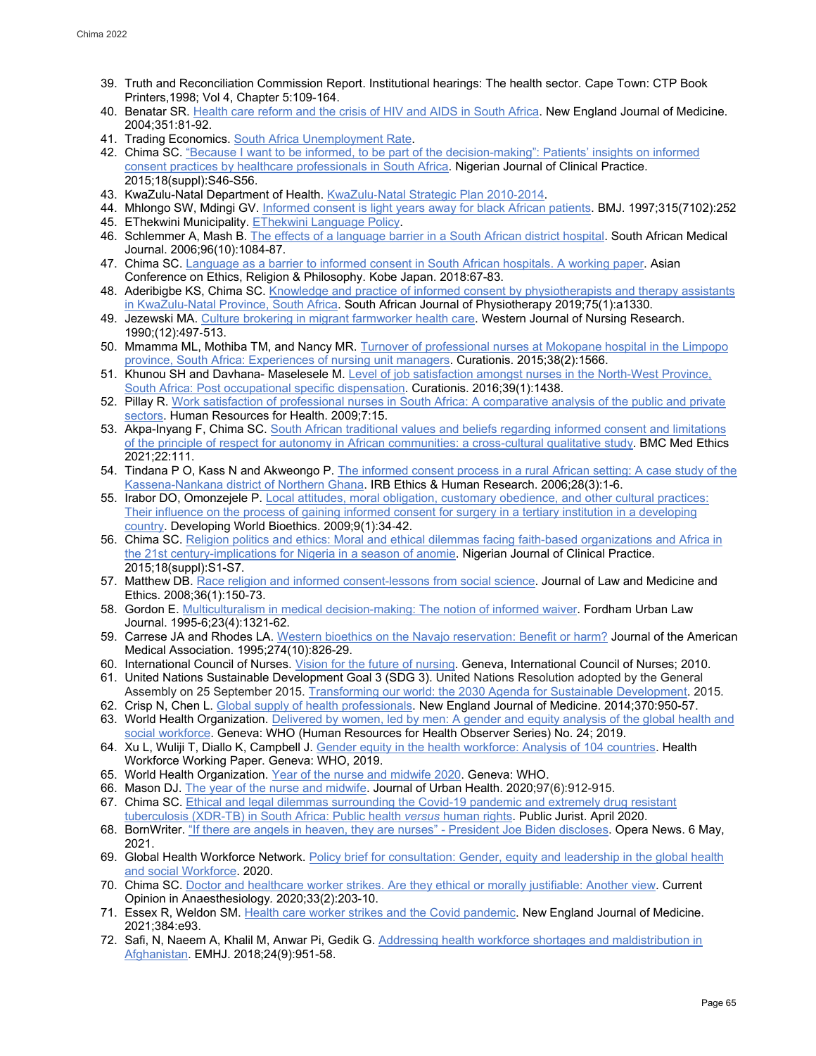39. Truth and Reconciliation Commission Report. Institutional hearings: The health sector. Cape Town: CTP Book Printers,1998; Vol 4, Chapter 5:109-164.
40. Benatar SR. Health care reform and the crisis of HIV and AIDS in South Africa. New England Journal of Medicine. 2004;351:81-92.
41. Trading Economics. South Africa Unemployment Rate.
42. Chima SC. "Because I want to be informed, to be part of the decision-making": Patients' insights on informed consent practices by healthcare professionals in South Africa. Nigerian Journal of Clinical Practice. 2015;18(suppl):S46-S56.
43. KwaZulu-Natal Department of Health. KwaZulu-Natal Strategic Plan 2010-2014.
44. Mhlongo SW, Mdingi GV. Informed consent is light years away for black African patients. BMJ. 1997;315(7102):252
45. EThekwini Municipality. EThekwini Language Policy.
46. Schlemmer A, Mash B. The effects of a language barrier in a South African district hospital. South African Medical Journal. 2006;96(10):1084-87.
47. Chima SC. Language as a barrier to informed consent in South African hospitals. A working paper. Asian Conference on Ethics, Religion & Philosophy. Kobe Japan. 2018:67-83.
48. Aderibigbe KS, Chima SC. Knowledge and practice of informed consent by physiotherapists and therapy assistants in KwaZulu-Natal Province, South Africa. South African Journal of Physiotherapy 2019;75(1):a1330.
49. Jezewski MA. Culture brokering in migrant farmworker health care. Western Journal of Nursing Research. 1990;(12):497-513.
50. Mmamma ML, Mothiba TM, and Nancy MR. Turnover of professional nurses at Mokopane hospital in the Limpopo province, South Africa: Experiences of nursing unit managers. Curationis. 2015;38(2):1566.
51. Khunou SH and Davhana- Maselesele M. Level of job satisfaction amongst nurses in the North-West Province, South Africa: Post occupational specific dispensation. Curationis. 2016;39(1):1438.
52. Pillay R. Work satisfaction of professional nurses in South Africa: A comparative analysis of the public and private sectors. Human Resources for Health. 2009;7:15.
53. Akpa-Inyang F, Chima SC. South African traditional values and beliefs regarding informed consent and limitations of the principle of respect for autonomy in African communities: a cross-cultural qualitative study. BMC Med Ethics 2021;22:111.
54. Tindana P O, Kass N and Akweongo P. The informed consent process in a rural African setting: A case study of the Kassena-Nankana district of Northern Ghana. IRB Ethics & Human Research. 2006;28(3):1-6.
55. Irabor DO, Omonzejele P. Local attitudes, moral obligation, customary obedience, and other cultural practices: Their influence on the process of gaining informed consent for surgery in a tertiary institution in a developing country. Developing World Bioethics. 2009;9(1):34-42.
56. Chima SC. Religion politics and ethics: Moral and ethical dilemmas facing faith-based organizations and Africa in the 21st century-implications for Nigeria in a season of anomie. Nigerian Journal of Clinical Practice. 2015;18(suppl):S1-S7.
57. Matthew DB. Race religion and informed consent-lessons from social science. Journal of Law and Medicine and Ethics. 2008;36(1):150-73.
58. Gordon E. Multiculturalism in medical decision-making: The notion of informed waiver. Fordham Urban Law Journal. 1995-6;23(4):1321-62.
59. Carrese JA and Rhodes LA. Western bioethics on the Navajo reservation: Benefit or harm? Journal of the American Medical Association. 1995;274(10):826-29.
60. International Council of Nurses. Vision for the future of nursing. Geneva, International Council of Nurses; 2010.
61. United Nations Sustainable Development Goal 3 (SDG 3). United Nations Resolution adopted by the General Assembly on 25 September 2015. Transforming our world: the 2030 Agenda for Sustainable Development. 2015.
62. Crisp N, Chen L. Global supply of health professionals. New England Journal of Medicine. 2014;370:950-57.
63. World Health Organization. Delivered by women, led by men: A gender and equity analysis of the global health and social workforce. Geneva: WHO (Human Resources for Health Observer Series) No. 24; 2019.
64. Xu L, Wuliji T, Diallo K, Campbell J. Gender equity in the health workforce: Analysis of 104 countries. Health Workforce Working Paper. Geneva: WHO, 2019.
65. World Health Organization. Year of the nurse and midwife 2020. Geneva: WHO.
66. Mason DJ. The year of the nurse and midwife. Journal of Urban Health. 2020;97(6):912-915.
67. Chima SC. Ethical and legal dilemmas surrounding the Covid-19 pandemic and extremely drug resistant tuberculosis (XDR-TB) in South Africa: Public health *versus* human rights. Public Jurist. April 2020.
68. BornWriter. "If there are angels in heaven, they are nurses" - President Joe Biden discloses. Opera News. 6 May, 2021.
69. Global Health Workforce Network. Policy brief for consultation: Gender, equity and leadership in the global health and social Workforce. 2020.
70. Chima SC. Doctor and healthcare worker strikes. Are they ethical or morally justifiable: Another view. Current Opinion in Anaesthesiology. 2020;33(2):203-10.
71. Essex R, Weldon SM. Health care worker strikes and the Covid pandemic. New England Journal of Medicine. 2021;384:e93.
72. Safi, N, Naeem A, Khalil M, Anwar Pi, Gedik G. Addressing health workforce shortages and maldistribution in Afghanistan. EMHJ. 2018;24(9):951-58.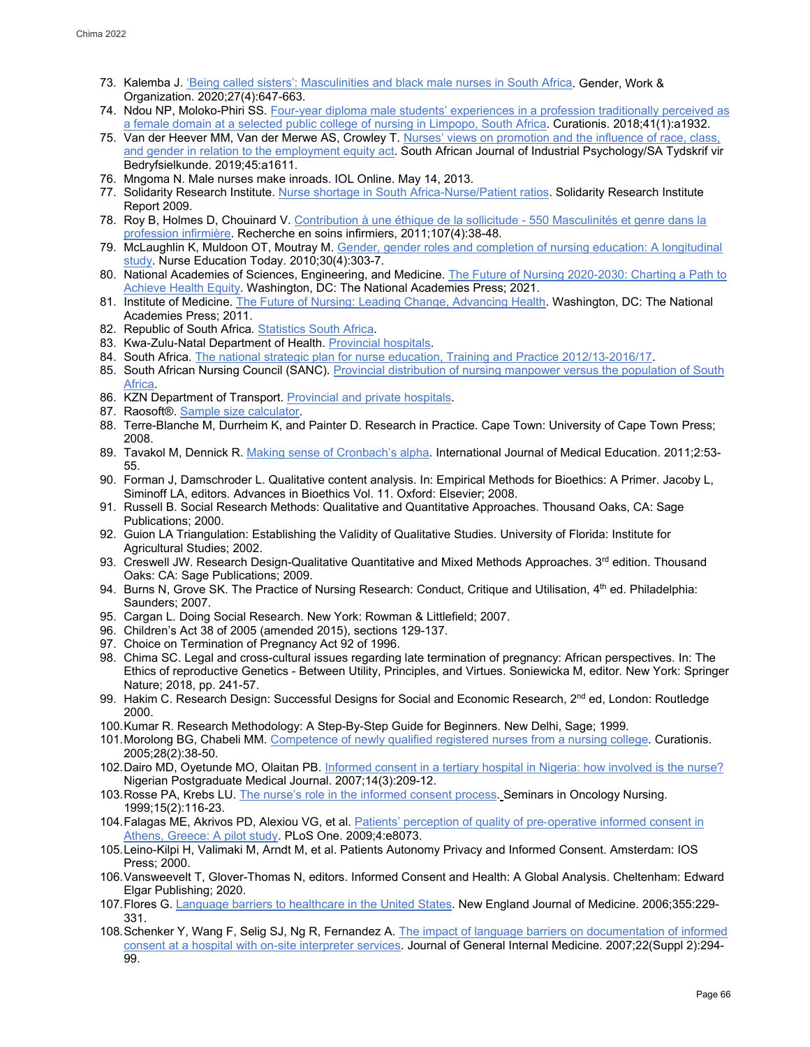73. Kalemba J. 'Being called sisters': Masculinities and black male nurses in South Africa. Gender, Work & Organization. 2020;27(4):647-663.
74. Ndou NP, Moloko-Phiri SS. Four-year diploma male students' experiences in a profession traditionally perceived as a female domain at a selected public college of nursing in Limpopo, South Africa. Curationis. 2018;41(1):a1932.
75. Van der Heever MM, Van der Merwe AS, Crowley T. Nurses' views on promotion and the influence of race, class, and gender in relation to the employment equity act. South African Journal of Industrial Psychology/SA Tydskrif vir Bedryfsielkunde. 2019;45:a1611.
76. Mngoma N. Male nurses make inroads. IOL Online. May 14, 2013.
77. Solidarity Research Institute. Nurse shortage in South Africa-Nurse/Patient ratios. Solidarity Research Institute Report 2009.
78. Roy B, Holmes D, Chouinard V. Contribution à une éthique de la sollicitude - 550 Masculinités et genre dans la profession infirmière. Recherche en soins infirmiers, 2011;107(4):38-48.
79. McLaughlin K, Muldoon OT, Moutray M. Gender, gender roles and completion of nursing education: A longitudinal study. Nurse Education Today. 2010;30(4):303-7.
80. National Academies of Sciences, Engineering, and Medicine. The Future of Nursing 2020-2030: Charting a Path to Achieve Health Equity. Washington, DC: The National Academies Press; 2021.
81. Institute of Medicine. The Future of Nursing: Leading Change, Advancing Health. Washington, DC: The National Academies Press; 2011.
82. Republic of South Africa. Statistics South Africa.
83. Kwa-Zulu-Natal Department of Health. Provincial hospitals.
84. South Africa. The national strategic plan for nurse education, Training and Practice 2012/13-2016/17.
85. South African Nursing Council (SANC). Provincial distribution of nursing manpower versus the population of South Africa.
86. KZN Department of Transport. Provincial and private hospitals.
87. Raosoft®. Sample size calculator.
88. Terre-Blanche M, Durrheim K, and Painter D. Research in Practice. Cape Town: University of Cape Town Press; 2008.
89. Tavakol M, Dennick R. Making sense of Cronbach's alpha. International Journal of Medical Education. 2011;2:53-55.
90. Forman J, Damschroder L. Qualitative content analysis. In: Empirical Methods for Bioethics: A Primer. Jacoby L, Siminoff LA, editors. Advances in Bioethics Vol. 11. Oxford: Elsevier; 2008.
91. Russell B. Social Research Methods: Qualitative and Quantitative Approaches. Thousand Oaks, CA: Sage Publications; 2000.
92. Guion LA Triangulation: Establishing the Validity of Qualitative Studies. University of Florida: Institute for Agricultural Studies; 2002.
93. Creswell JW. Research Design-Qualitative Quantitative and Mixed Methods Approaches. 3rd edition. Thousand Oaks: CA: Sage Publications; 2009.
94. Burns N, Grove SK. The Practice of Nursing Research: Conduct, Critique and Utilisation, 4th ed. Philadelphia: Saunders; 2007.
95. Cargan L. Doing Social Research. New York: Rowman & Littlefield; 2007.
96. Children's Act 38 of 2005 (amended 2015), sections 129-137.
97. Choice on Termination of Pregnancy Act 92 of 1996.
98. Chima SC. Legal and cross-cultural issues regarding late termination of pregnancy: African perspectives. In: The Ethics of reproductive Genetics - Between Utility, Principles, and Virtues. Soniewicka M, editor. New York: Springer Nature; 2018, pp. 241-57.
99. Hakim C. Research Design: Successful Designs for Social and Economic Research, 2nd ed, London: Routledge 2000.
100. Kumar R. Research Methodology: A Step-By-Step Guide for Beginners. New Delhi, Sage; 1999.
101. Morolong BG, Chabeli MM. Competence of newly qualified registered nurses from a nursing college. Curationis. 2005;28(2):38-50.
102. Dairo MD, Oyetunde MO, Olaitan PB. Informed consent in a tertiary hospital in Nigeria: how involved is the nurse? Nigerian Postgraduate Medical Journal. 2007;14(3):209-12.
103. Rosse PA, Krebs LU. The nurse's role in the informed consent process. Seminars in Oncology Nursing. 1999;15(2):116-23.
104. Falagas ME, Akrivos PD, Alexiou VG, et al. Patients' perception of quality of pre-operative informed consent in Athens, Greece: A pilot study. PLoS One. 2009;4:e8073.
105. Leino-Kilpi H, Valimaki M, Arndt M, et al. Patients Autonomy Privacy and Informed Consent. Amsterdam: IOS Press; 2000.
106. Vansweevelt T, Glover-Thomas N, editors. Informed Consent and Health: A Global Analysis. Cheltenham: Edward Elgar Publishing; 2020.
107. Flores G. Language barriers to healthcare in the United States. New England Journal of Medicine. 2006;355:229-331.
108. Schenker Y, Wang F, Selig SJ, Ng R, Fernandez A. The impact of language barriers on documentation of informed consent at a hospital with on-site interpreter services. Journal of General Internal Medicine. 2007;22(Suppl 2):294-99.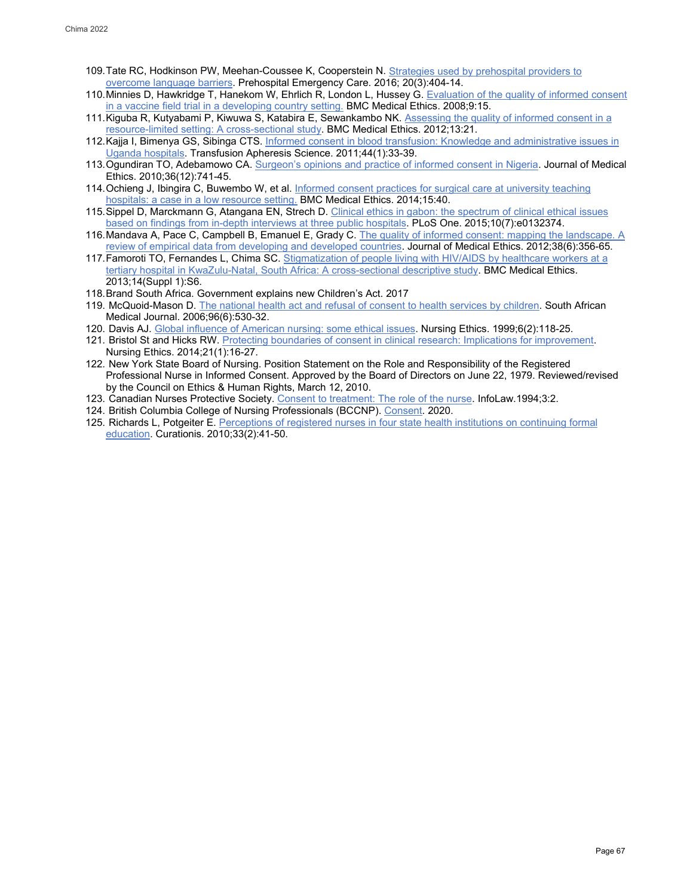109. Tate RC, Hodkinson PW, Meehan-Coussee K, Cooperstein N. Strategies used by prehospital providers to overcome language barriers. Prehospital Emergency Care. 2016; 20(3):404-14.
110. Minnies D, Hawkridge T, Hanekom W, Ehrlich R, London L, Hussey G. Evaluation of the quality of informed consent in a vaccine field trial in a developing country setting. BMC Medical Ethics. 2008;9:15.
111. Kiguba R, Kutyabami P, Kiwuwa S, Katabira E, Sewankambo NK. Assessing the quality of informed consent in a resource-limited setting: A cross-sectional study. BMC Medical Ethics. 2012;13:21.
112. Kajja I, Bimenya GS, Sibinga CTS. Informed consent in blood transfusion: Knowledge and administrative issues in Uganda hospitals. Transfusion Apheresis Science. 2011;44(1):33-39.
113. Ogundiran TO, Adebamowo CA. Surgeon's opinions and practice of informed consent in Nigeria. Journal of Medical Ethics. 2010;36(12):741-45.
114. Ochieng J, Ibingira C, Buwembo W, et al. Informed consent practices for surgical care at university teaching hospitals: a case in a low resource setting. BMC Medical Ethics. 2014;15:40.
115. Sippel D, Marckmann G, Atangana EN, Strech D. Clinical ethics in gabon: the spectrum of clinical ethical issues based on findings from in-depth interviews at three public hospitals. PLoS One. 2015;10(7):e0132374.
116. Mandava A, Pace C, Campbell B, Emanuel E, Grady C. The quality of informed consent: mapping the landscape. A review of empirical data from developing and developed countries. Journal of Medical Ethics. 2012;38(6):356-65.
117. Famoroti TO, Fernandes L, Chima SC. Stigmatization of people living with HIV/AIDS by healthcare workers at a tertiary hospital in KwaZulu-Natal, South Africa: A cross-sectional descriptive study. BMC Medical Ethics. 2013;14(Suppl 1):S6.
118. Brand South Africa. Government explains new Children's Act. 2017
119. McQuoid-Mason D. The national health act and refusal of consent to health services by children. South African Medical Journal. 2006;96(6):530-32.
120. Davis AJ. Global influence of American nursing: some ethical issues. Nursing Ethics. 1999;6(2):118-25.
121. Bristol St and Hicks RW. Protecting boundaries of consent in clinical research: Implications for improvement. Nursing Ethics. 2014;21(1):16-27.
122. New York State Board of Nursing. Position Statement on the Role and Responsibility of the Registered Professional Nurse in Informed Consent. Approved by the Board of Directors on June 22, 1979. Reviewed/revised by the Council on Ethics & Human Rights, March 12, 2010.
123. Canadian Nurses Protective Society. Consent to treatment: The role of the nurse. InfoLaw.1994;3:2.
124. British Columbia College of Nursing Professionals (BCCNP). Consent. 2020.
125. Richards L, Potgeiter E. Perceptions of registered nurses in four state health institutions on continuing formal education. Curationis. 2010;33(2):41-50.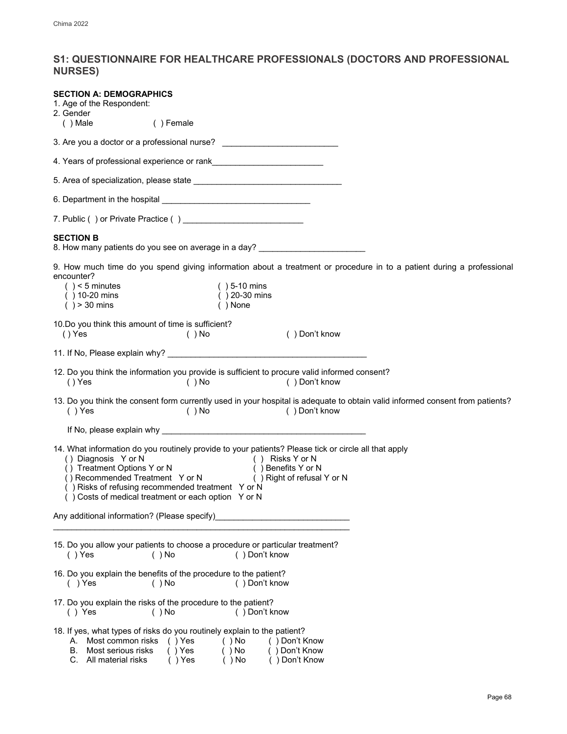## S1: QUESTIONNAIRE FOR HEALTHCARE PROFESSIONALS (DOCTORS AND PROFESSIONAL NURSES)

**SECTION A: DEMOGRAPHICS**

1. Age of the Respondent:
2. Gender
   ( ) Male  ( ) Female

3. Are you a doctor or a professional nurse? _________________________

4. Years of professional experience or rank________________________

5. Area of specialization, please state ________________________________

6. Department in the hospital ________________________________

7. Public ( ) or Private Practice ( ) __________________________

**SECTION B**

8. How many patients do you see on average in a day? _______________________

9. How much time do you spend giving information about a treatment or procedure in to a patient during a professional encounter?
   ( ) < 5 minutes  ( ) 5-10 mins
   ( ) 10-20 mins  ( ) 20-30 mins
   ( ) > 30 mins  ( ) None

10. Do you think this amount of time is sufficient?
   ( ) Yes  ( ) No  ( ) Don't know

11. If No, Please explain why? ____________________________________________

12. Do you think the information you provide is sufficient to procure valid informed consent?
   ( ) Yes  ( ) No  ( ) Don't know

13. Do you think the consent form currently used in your hospital is adequate to obtain valid informed consent from patients?
   ( ) Yes  ( ) No  ( ) Don't know

   If No, please explain why ____________________________________________

14. What information do you routinely provide to your patients? Please tick or circle all that apply
   ( ) Diagnosis Y or N  ( ) Risks Y or N
   ( ) Treatment Options Y or N  ( ) Benefits Y or N
   ( ) Recommended Treatment Y or N  ( ) Right of refusal Y or N
   ( ) Risks of refusing recommended treatment Y or N
   ( ) Costs of medical treatment or each option Y or N

Any additional information? (Please specify)____________________________
_________________________________________________________________

15. Do you allow your patients to choose a procedure or particular treatment?
   ( ) Yes  ( ) No  ( ) Don't know

16. Do you explain the benefits of the procedure to the patient?
   ( ) Yes  ( ) No  ( ) Don't know

17. Do you explain the risks of the procedure to the patient?
   ( ) Yes  ( ) No  ( ) Don't know

18. If yes, what types of risks do you routinely explain to the patient?
   A. Most common risks ( ) Yes ( ) No ( ) Don't Know
   B. Most serious risks ( ) Yes ( ) No ( ) Don't Know
   C. All material risks ( ) Yes ( ) No ( ) Don't Know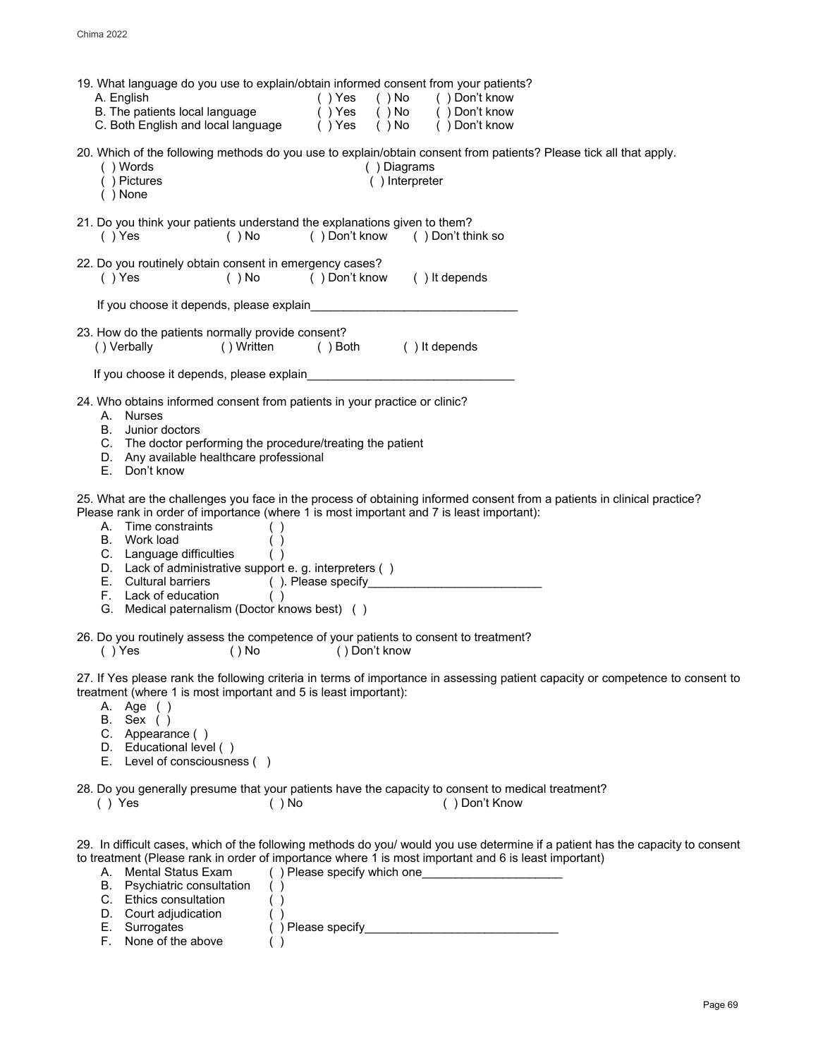19. What language do you use to explain/obtain informed consent from your patients?

| | | | |
|---|---|---|---|
| A. English | ( ) Yes | ( ) No | ( ) Don't know |
| B. The patients local language | ( ) Yes | ( ) No | ( ) Don't know |
| C. Both English and local language | ( ) Yes | ( ) No | ( ) Don't know |

20. Which of the following methods do you use to explain/obtain consent from patients? Please tick all that apply.

( ) Words ( ) Diagrams
( ) Pictures ( ) Interpreter
( ) None

21. Do you think your patients understand the explanations given to them?

( ) Yes ( ) No ( ) Don't know ( ) Don't think so

22. Do you routinely obtain consent in emergency cases?

( ) Yes ( ) No ( ) Don't know ( ) It depends

If you choose it depends, please explain_______________________________

23. How do the patients normally provide consent?

( ) Verbally ( ) Written ( ) Both ( ) It depends

If you choose it depends, please explain_______________________________

24. Who obtains informed consent from patients in your practice or clinic?

A. Nurses
B. Junior doctors
C. The doctor performing the procedure/treating the patient
D. Any available healthcare professional
E. Don't know

25. What are the challenges you face in the process of obtaining informed consent from a patients in clinical practice? Please rank in order of importance (where 1 is most important and 7 is least important):

A. Time constraints ( )
B. Work load ( )
C. Language difficulties ( )
D. Lack of administrative support e. g. interpreters ( )
E. Cultural barriers ( ). Please specify__________________________
F. Lack of education ( )
G. Medical paternalism (Doctor knows best) ( )

26. Do you routinely assess the competence of your patients to consent to treatment?

( ) Yes ( ) No ( ) Don't know

27. If Yes please rank the following criteria in terms of importance in assessing patient capacity or competence to consent to treatment (where 1 is most important and 5 is least important):

A. Age ( )
B. Sex ( )
C. Appearance ( )
D. Educational level ( )
E. Level of consciousness ( )

28. Do you generally presume that your patients have the capacity to consent to medical treatment?

( ) Yes ( ) No ( ) Don't Know

29. In difficult cases, which of the following methods do you/ would you use determine if a patient has the capacity to consent to treatment (Please rank in order of importance where 1 is most important and 6 is least important)

A. Mental Status Exam ( ) Please specify which one_____________________
B. Psychiatric consultation ( )
C. Ethics consultation ( )
D. Court adjudication ( )
E. Surrogates ( ) Please specify____________________________
F. None of the above ( )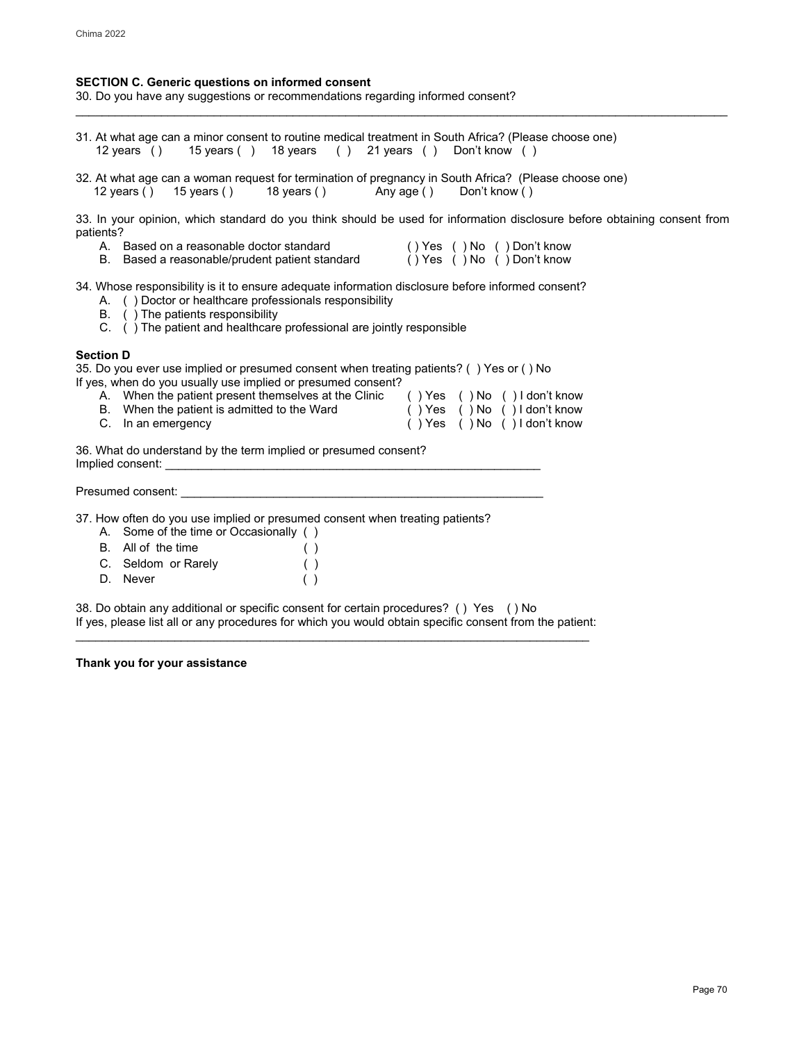**SECTION C. Generic questions on informed consent**

30. Do you have any suggestions or recommendations regarding informed consent?

\_\_\_\_\_\_\_\_\_\_\_\_\_\_\_\_\_\_\_\_\_\_\_\_\_\_\_\_\_\_\_\_\_\_\_\_\_\_\_\_\_\_\_\_\_\_\_\_\_\_\_\_\_\_\_\_\_\_\_\_\_\_\_\_\_\_\_\_\_\_\_\_\_\_\_\_\_\_

31. At what age can a minor consent to routine medical treatment in South Africa? (Please choose one)
    12 years ( ) 15 years ( ) 18 years ( ) 21 years ( ) Don't know ( )

32. At what age can a woman request for termination of pregnancy in South Africa? (Please choose one)
    12 years ( ) 15 years ( ) 18 years ( ) Any age ( ) Don't know ( )

33. In your opinion, which standard do you think should be used for information disclosure before obtaining consent from patients?

A. Based on a reasonable doctor standard ( ) Yes ( ) No ( ) Don't know
B. Based a reasonable/prudent patient standard ( ) Yes ( ) No ( ) Don't know

34. Whose responsibility is it to ensure adequate information disclosure before informed consent?

A. ( ) Doctor or healthcare professionals responsibility
B. ( ) The patients responsibility
C. ( ) The patient and healthcare professional are jointly responsible

**Section D**

35. Do you ever use implied or presumed consent when treating patients? ( ) Yes or ( ) No
If yes, when do you usually use implied or presumed consent?

A. When the patient present themselves at the Clinic ( ) Yes ( ) No ( ) I don't know
B. When the patient is admitted to the Ward ( ) Yes ( ) No ( ) I don't know
C. In an emergency ( ) Yes ( ) No ( ) I don't know

36. What do understand by the term implied or presumed consent?
Implied consent: \_\_\_\_\_\_\_\_\_\_\_\_\_\_\_\_\_\_\_\_\_\_\_\_\_\_\_\_\_\_\_\_\_\_\_\_\_\_\_\_\_\_\_\_\_\_\_\_\_\_\_\_\_\_\_\_

Presumed consent: \_\_\_\_\_\_\_\_\_\_\_\_\_\_\_\_\_\_\_\_\_\_\_\_\_\_\_\_\_\_\_\_\_\_\_\_\_\_\_\_\_\_\_\_\_\_\_\_\_\_\_\_\_\_\_\_

37. How often do you use implied or presumed consent when treating patients?

A. Some of the time or Occasionally ( )
B. All of the time ( )
C. Seldom or Rarely ( )
D. Never ( )

38. Do obtain any additional or specific consent for certain procedures? ( ) Yes ( ) No
If yes, please list all or any procedures for which you would obtain specific consent from the patient:

\_\_\_\_\_\_\_\_\_\_\_\_\_\_\_\_\_\_\_\_\_\_\_\_\_\_\_\_\_\_\_\_\_\_\_\_\_\_\_\_\_\_\_\_\_\_\_\_\_\_\_\_\_\_\_\_\_\_\_\_\_\_\_\_\_\_\_\_\_\_\_\_\_\_\_\_

**Thank you for your assistance**